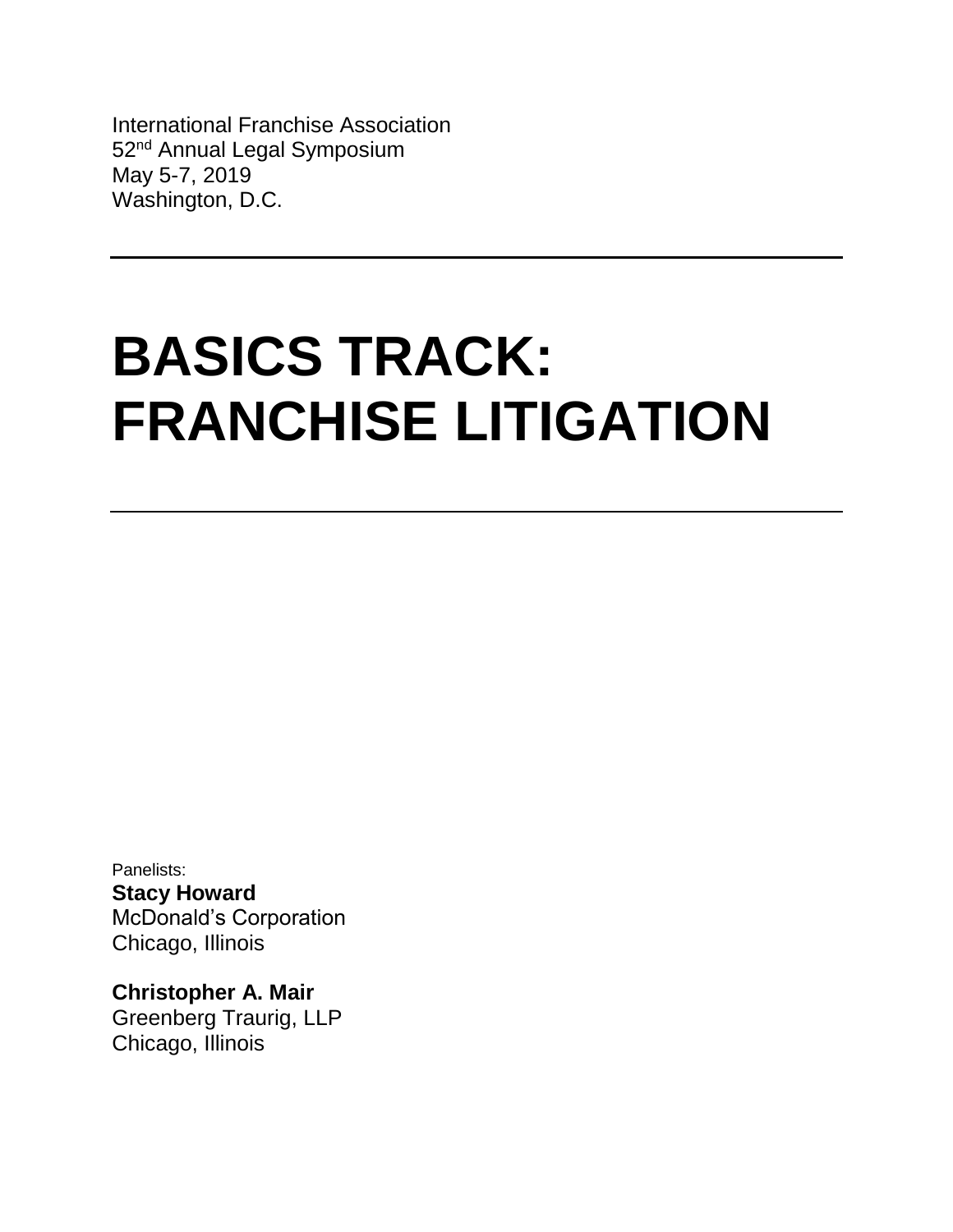International Franchise Association
52nd Annual Legal Symposium
May 5-7, 2019
Washington, D.C.

---

# BASICS TRACK: FRANCHISE LITIGATION

---

Panelists:

**Stacy Howard**
McDonald's Corporation
Chicago, Illinois

**Christopher A. Mair**
Greenberg Traurig, LLP
Chicago, Illinois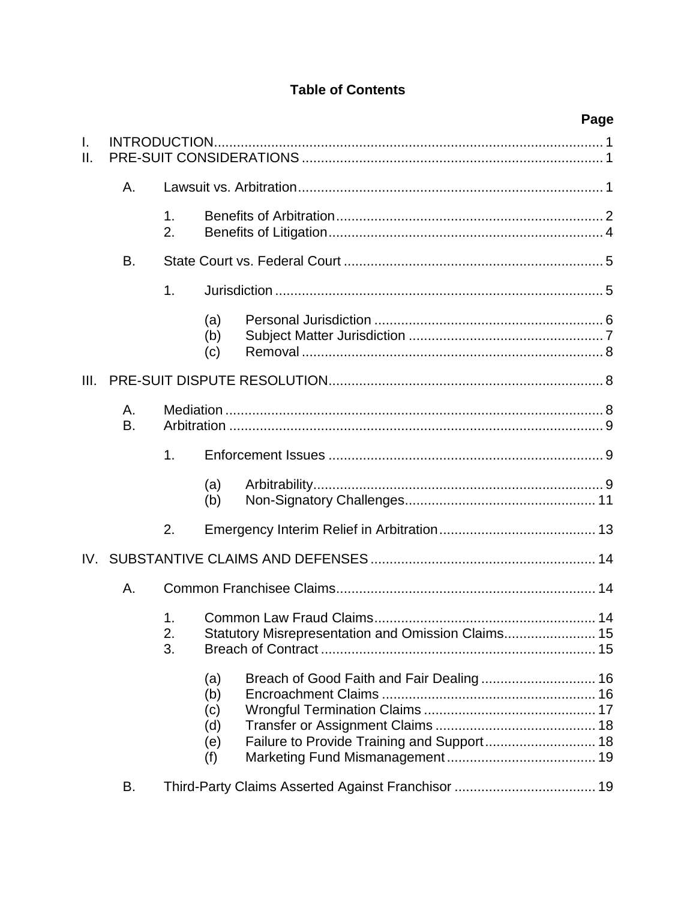**Table of Contents**

| | Page |
|---|---|
| I. INTRODUCTION | 1 |
| II. PRE-SUIT CONSIDERATIONS | 1 |
| A. Lawsuit vs. Arbitration | 1 |
| 1. Benefits of Arbitration | 2 |
| 2. Benefits of Litigation | 4 |
| B. State Court vs. Federal Court | 5 |
| 1. Jurisdiction | 5 |
| (a) Personal Jurisdiction | 6 |
| (b) Subject Matter Jurisdiction | 7 |
| (c) Removal | 8 |
| III. PRE-SUIT DISPUTE RESOLUTION | 8 |
| A. Mediation | 8 |
| B. Arbitration | 9 |
| 1. Enforcement Issues | 9 |
| (a) Arbitrability | 9 |
| (b) Non-Signatory Challenges | 11 |
| 2. Emergency Interim Relief in Arbitration | 13 |
| IV. SUBSTANTIVE CLAIMS AND DEFENSES | 14 |
| A. Common Franchisee Claims | 14 |
| 1. Common Law Fraud Claims | 14 |
| 2. Statutory Misrepresentation and Omission Claims | 15 |
| 3. Breach of Contract | 15 |
| (a) Breach of Good Faith and Fair Dealing | 16 |
| (b) Encroachment Claims | 16 |
| (c) Wrongful Termination Claims | 17 |
| (d) Transfer or Assignment Claims | 18 |
| (e) Failure to Provide Training and Support | 18 |
| (f) Marketing Fund Mismanagement | 19 |
| B. Third-Party Claims Asserted Against Franchisor | 19 |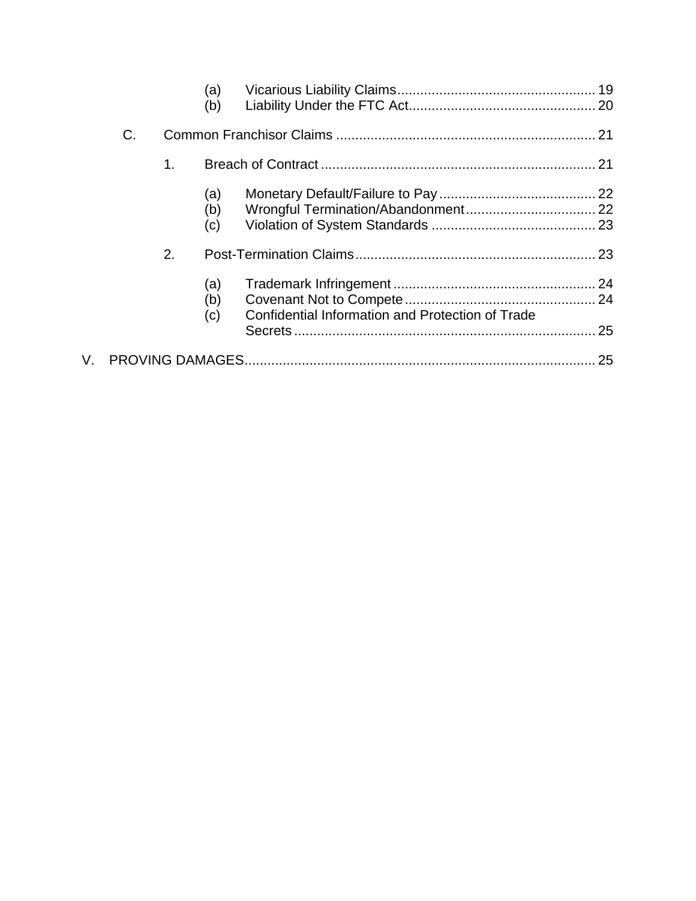(a) Vicarious Liability Claims .................................................... 19
(b) Liability Under the FTC Act ................................................ 20

C. Common Franchisor Claims .................................................................... 21

1. Breach of Contract ....................................................................... 21

(a) Monetary Default/Failure to Pay ......................................... 22
(b) Wrongful Termination/Abandonment .................................. 22
(c) Violation of System Standards ........................................... 23

2. Post-Termination Claims .............................................................. 23

(a) Trademark Infringement ..................................................... 24
(b) Covenant Not to Compete .................................................. 24
(c) Confidential Information and Protection of Trade Secrets ..................................................................... 25

V. PROVING DAMAGES ............................................................................................ 25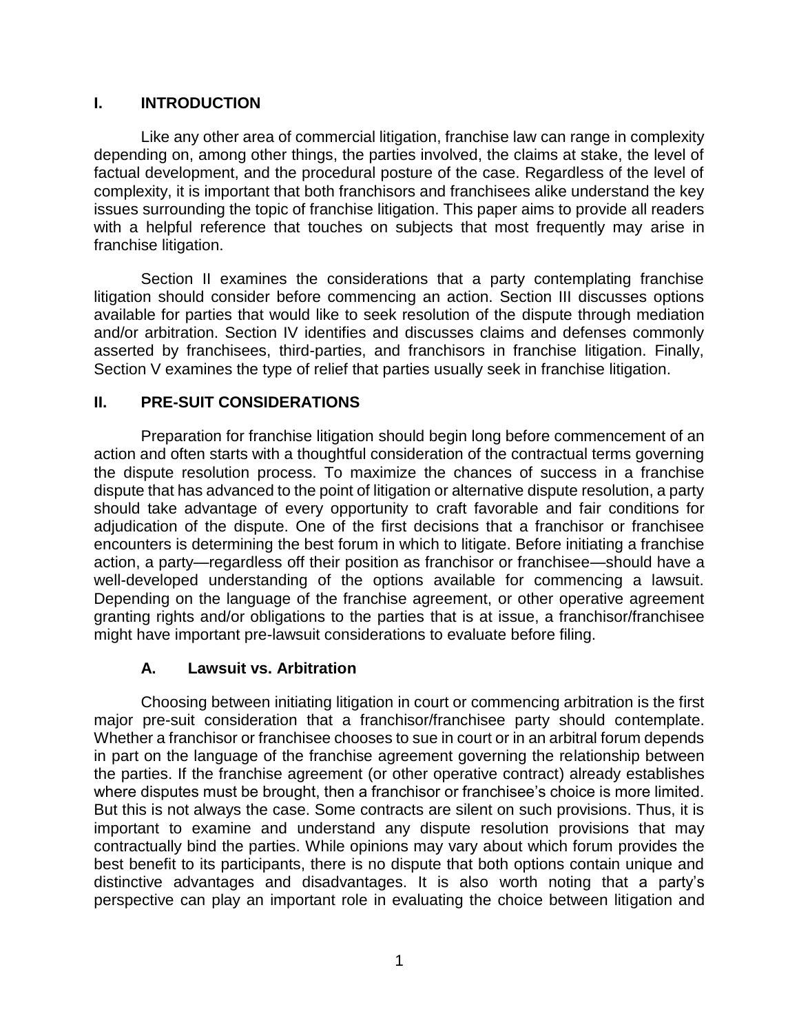## I. INTRODUCTION

Like any other area of commercial litigation, franchise law can range in complexity depending on, among other things, the parties involved, the claims at stake, the level of factual development, and the procedural posture of the case. Regardless of the level of complexity, it is important that both franchisors and franchisees alike understand the key issues surrounding the topic of franchise litigation. This paper aims to provide all readers with a helpful reference that touches on subjects that most frequently may arise in franchise litigation.

Section II examines the considerations that a party contemplating franchise litigation should consider before commencing an action. Section III discusses options available for parties that would like to seek resolution of the dispute through mediation and/or arbitration. Section IV identifies and discusses claims and defenses commonly asserted by franchisees, third-parties, and franchisors in franchise litigation. Finally, Section V examines the type of relief that parties usually seek in franchise litigation.

## II. PRE-SUIT CONSIDERATIONS

Preparation for franchise litigation should begin long before commencement of an action and often starts with a thoughtful consideration of the contractual terms governing the dispute resolution process. To maximize the chances of success in a franchise dispute that has advanced to the point of litigation or alternative dispute resolution, a party should take advantage of every opportunity to craft favorable and fair conditions for adjudication of the dispute. One of the first decisions that a franchisor or franchisee encounters is determining the best forum in which to litigate. Before initiating a franchise action, a party—regardless off their position as franchisor or franchisee—should have a well-developed understanding of the options available for commencing a lawsuit. Depending on the language of the franchise agreement, or other operative agreement granting rights and/or obligations to the parties that is at issue, a franchisor/franchisee might have important pre-lawsuit considerations to evaluate before filing.

### A. Lawsuit vs. Arbitration

Choosing between initiating litigation in court or commencing arbitration is the first major pre-suit consideration that a franchisor/franchisee party should contemplate. Whether a franchisor or franchisee chooses to sue in court or in an arbitral forum depends in part on the language of the franchise agreement governing the relationship between the parties. If the franchise agreement (or other operative contract) already establishes where disputes must be brought, then a franchisor or franchisee's choice is more limited. But this is not always the case. Some contracts are silent on such provisions. Thus, it is important to examine and understand any dispute resolution provisions that may contractually bind the parties. While opinions may vary about which forum provides the best benefit to its participants, there is no dispute that both options contain unique and distinctive advantages and disadvantages. It is also worth noting that a party's perspective can play an important role in evaluating the choice between litigation and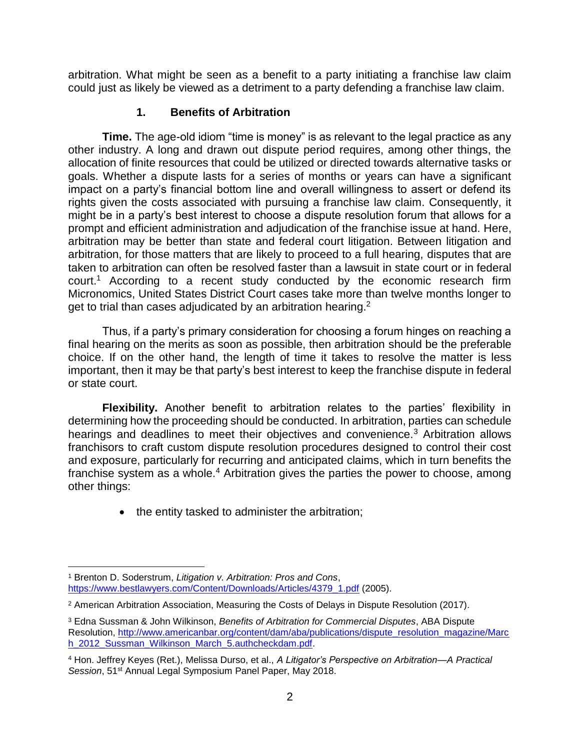arbitration. What might be seen as a benefit to a party initiating a franchise law claim could just as likely be viewed as a detriment to a party defending a franchise law claim.

### 1. Benefits of Arbitration

**Time.** The age-old idiom "time is money" is as relevant to the legal practice as any other industry. A long and drawn out dispute period requires, among other things, the allocation of finite resources that could be utilized or directed towards alternative tasks or goals. Whether a dispute lasts for a series of months or years can have a significant impact on a party's financial bottom line and overall willingness to assert or defend its rights given the costs associated with pursuing a franchise law claim. Consequently, it might be in a party's best interest to choose a dispute resolution forum that allows for a prompt and efficient administration and adjudication of the franchise issue at hand. Here, arbitration may be better than state and federal court litigation. Between litigation and arbitration, for those matters that are likely to proceed to a full hearing, disputes that are taken to arbitration can often be resolved faster than a lawsuit in state court or in federal court.[1] According to a recent study conducted by the economic research firm Micronomics, United States District Court cases take more than twelve months longer to get to trial than cases adjudicated by an arbitration hearing.[2]

Thus, if a party's primary consideration for choosing a forum hinges on reaching a final hearing on the merits as soon as possible, then arbitration should be the preferable choice. If on the other hand, the length of time it takes to resolve the matter is less important, then it may be that party's best interest to keep the franchise dispute in federal or state court.

**Flexibility.** Another benefit to arbitration relates to the parties' flexibility in determining how the proceeding should be conducted. In arbitration, parties can schedule hearings and deadlines to meet their objectives and convenience.[3] Arbitration allows franchisors to craft custom dispute resolution procedures designed to control their cost and exposure, particularly for recurring and anticipated claims, which in turn benefits the franchise system as a whole.[4] Arbitration gives the parties the power to choose, among other things:

- the entity tasked to administer the arbitration;

---

[1] Brenton D. Soderstrum, *Litigation v. Arbitration: Pros and Cons*, https://www.bestlawyers.com/Content/Downloads/Articles/4379_1.pdf (2005).

[2] American Arbitration Association, Measuring the Costs of Delays in Dispute Resolution (2017).

[3] Edna Sussman & John Wilkinson, *Benefits of Arbitration for Commercial Disputes*, ABA Dispute Resolution, http://www.americanbar.org/content/dam/aba/publications/dispute_resolution_magazine/March_2012_Sussman_Wilkinson_March_5.authcheckdam.pdf.

[4] Hon. Jeffrey Keyes (Ret.), Melissa Durso, et al., *A Litigator's Perspective on Arbitration—A Practical Session*, 51st Annual Legal Symposium Panel Paper, May 2018.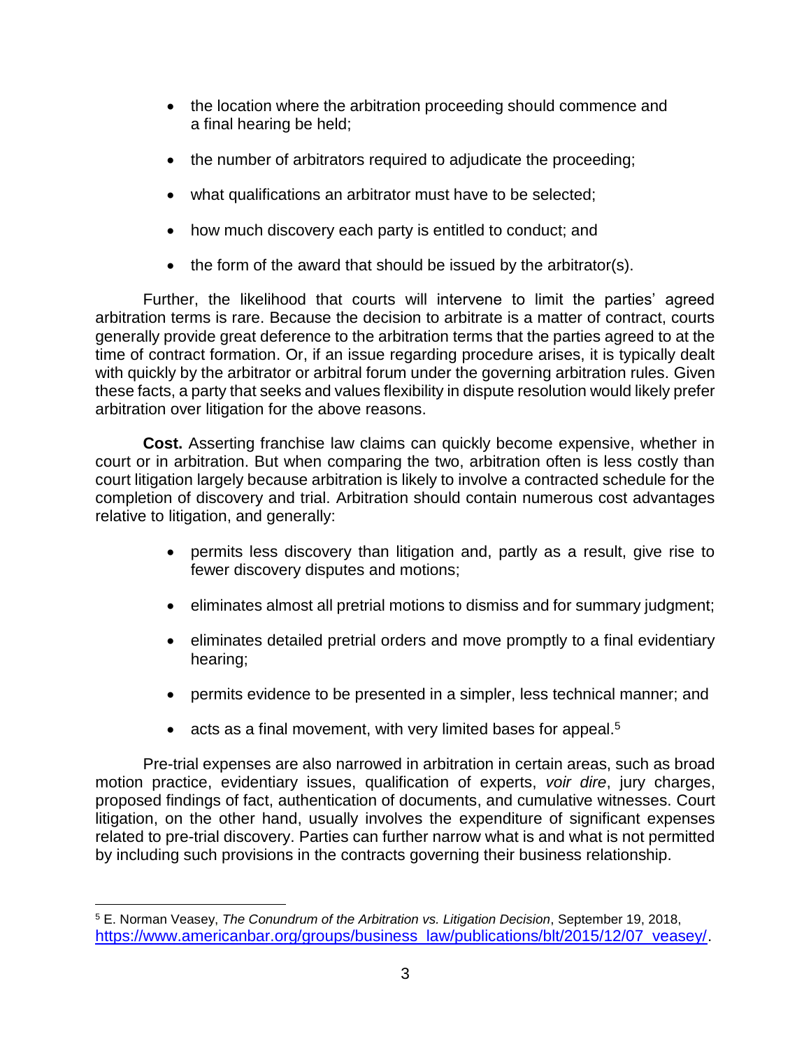- the location where the arbitration proceeding should commence and a final hearing be held;

- the number of arbitrators required to adjudicate the proceeding;

- what qualifications an arbitrator must have to be selected;

- how much discovery each party is entitled to conduct; and

- the form of the award that should be issued by the arbitrator(s).

Further, the likelihood that courts will intervene to limit the parties' agreed arbitration terms is rare. Because the decision to arbitrate is a matter of contract, courts generally provide great deference to the arbitration terms that the parties agreed to at the time of contract formation. Or, if an issue regarding procedure arises, it is typically dealt with quickly by the arbitrator or arbitral forum under the governing arbitration rules. Given these facts, a party that seeks and values flexibility in dispute resolution would likely prefer arbitration over litigation for the above reasons.

**Cost.** Asserting franchise law claims can quickly become expensive, whether in court or in arbitration. But when comparing the two, arbitration often is less costly than court litigation largely because arbitration is likely to involve a contracted schedule for the completion of discovery and trial. Arbitration should contain numerous cost advantages relative to litigation, and generally:

- permits less discovery than litigation and, partly as a result, give rise to fewer discovery disputes and motions;

- eliminates almost all pretrial motions to dismiss and for summary judgment;

- eliminates detailed pretrial orders and move promptly to a final evidentiary hearing;

- permits evidence to be presented in a simpler, less technical manner; and

- acts as a final movement, with very limited bases for appeal.[5]

Pre-trial expenses are also narrowed in arbitration in certain areas, such as broad motion practice, evidentiary issues, qualification of experts, *voir dire*, jury charges, proposed findings of fact, authentication of documents, and cumulative witnesses. Court litigation, on the other hand, usually involves the expenditure of significant expenses related to pre-trial discovery. Parties can further narrow what is and what is not permitted by including such provisions in the contracts governing their business relationship.

---

[5] E. Norman Veasey, *The Conundrum of the Arbitration vs. Litigation Decision*, September 19, 2018, https://www.americanbar.org/groups/business_law/publications/blt/2015/12/07_veasey/.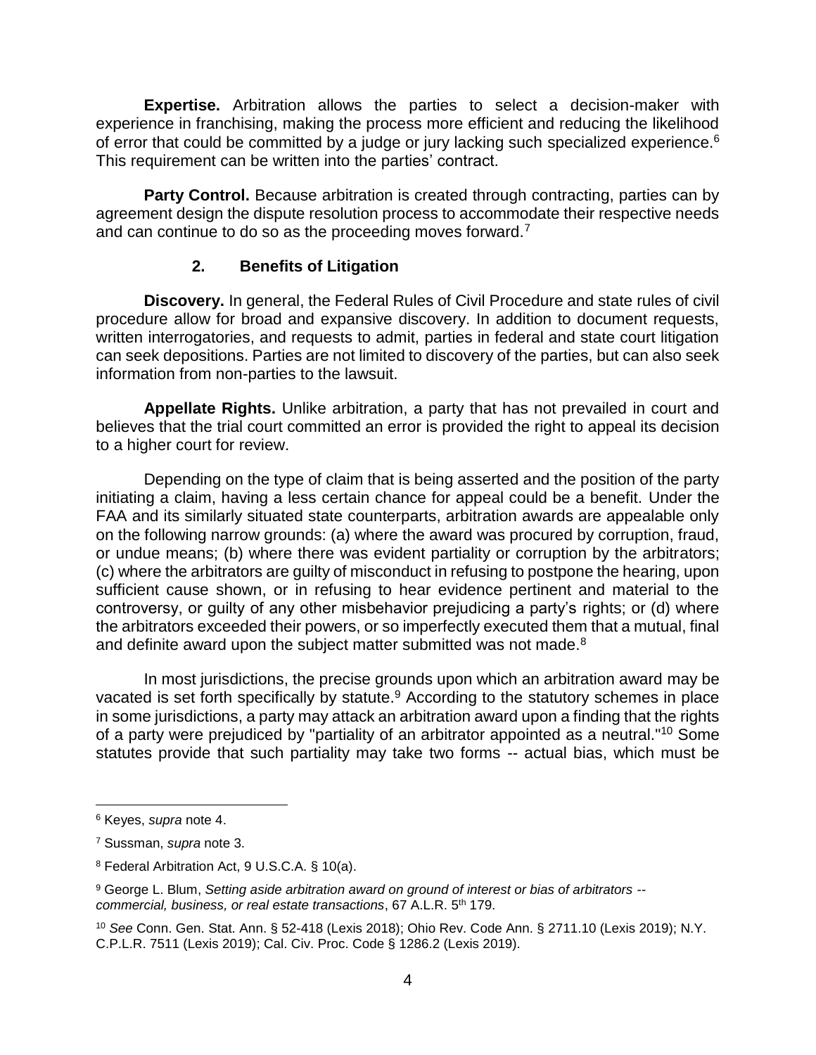**Expertise.** Arbitration allows the parties to select a decision-maker with experience in franchising, making the process more efficient and reducing the likelihood of error that could be committed by a judge or jury lacking such specialized experience.[6] This requirement can be written into the parties' contract.

**Party Control.** Because arbitration is created through contracting, parties can by agreement design the dispute resolution process to accommodate their respective needs and can continue to do so as the proceeding moves forward.[7]

### 2. Benefits of Litigation

**Discovery.** In general, the Federal Rules of Civil Procedure and state rules of civil procedure allow for broad and expansive discovery. In addition to document requests, written interrogatories, and requests to admit, parties in federal and state court litigation can seek depositions. Parties are not limited to discovery of the parties, but can also seek information from non-parties to the lawsuit.

**Appellate Rights.** Unlike arbitration, a party that has not prevailed in court and believes that the trial court committed an error is provided the right to appeal its decision to a higher court for review.

Depending on the type of claim that is being asserted and the position of the party initiating a claim, having a less certain chance for appeal could be a benefit. Under the FAA and its similarly situated state counterparts, arbitration awards are appealable only on the following narrow grounds: (a) where the award was procured by corruption, fraud, or undue means; (b) where there was evident partiality or corruption by the arbitrators; (c) where the arbitrators are guilty of misconduct in refusing to postpone the hearing, upon sufficient cause shown, or in refusing to hear evidence pertinent and material to the controversy, or guilty of any other misbehavior prejudicing a party's rights; or (d) where the arbitrators exceeded their powers, or so imperfectly executed them that a mutual, final and definite award upon the subject matter submitted was not made.[8]

In most jurisdictions, the precise grounds upon which an arbitration award may be vacated is set forth specifically by statute.[9] According to the statutory schemes in place in some jurisdictions, a party may attack an arbitration award upon a finding that the rights of a party were prejudiced by "partiality of an arbitrator appointed as a neutral."[10] Some statutes provide that such partiality may take two forms -- actual bias, which must be

---

[6] Keyes, *supra* note 4.

[7] Sussman, *supra* note 3.

[8] Federal Arbitration Act, 9 U.S.C.A. § 10(a).

[9] George L. Blum, *Setting aside arbitration award on ground of interest or bias of arbitrators -- commercial, business, or real estate transactions*, 67 A.L.R. 5th 179.

[10] *See* Conn. Gen. Stat. Ann. § 52-418 (Lexis 2018); Ohio Rev. Code Ann. § 2711.10 (Lexis 2019); N.Y. C.P.L.R. 7511 (Lexis 2019); Cal. Civ. Proc. Code § 1286.2 (Lexis 2019).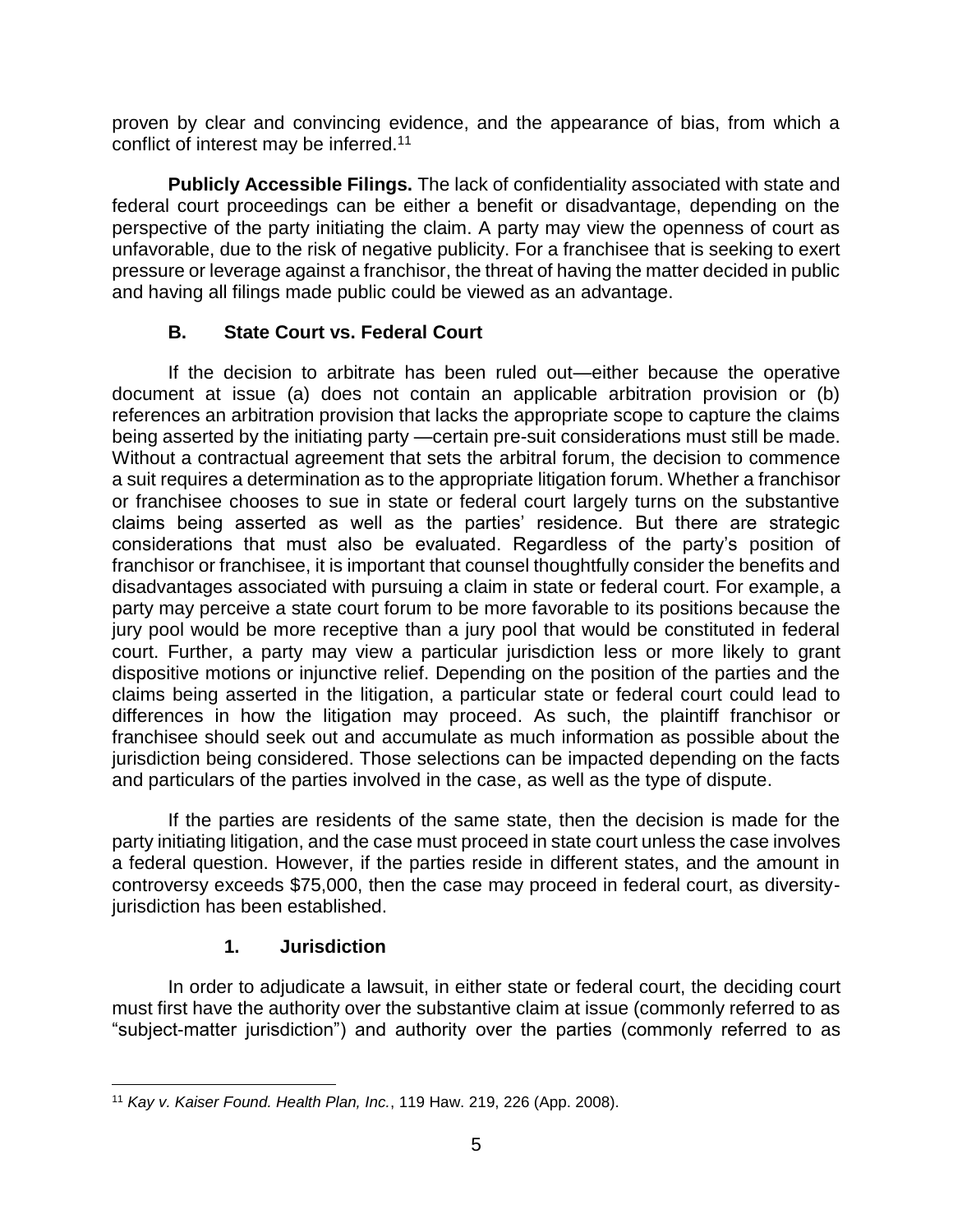proven by clear and convincing evidence, and the appearance of bias, from which a conflict of interest may be inferred.[11]

**Publicly Accessible Filings.** The lack of confidentiality associated with state and federal court proceedings can be either a benefit or disadvantage, depending on the perspective of the party initiating the claim. A party may view the openness of court as unfavorable, due to the risk of negative publicity. For a franchisee that is seeking to exert pressure or leverage against a franchisor, the threat of having the matter decided in public and having all filings made public could be viewed as an advantage.

### B. State Court vs. Federal Court

If the decision to arbitrate has been ruled out—either because the operative document at issue (a) does not contain an applicable arbitration provision or (b) references an arbitration provision that lacks the appropriate scope to capture the claims being asserted by the initiating party —certain pre-suit considerations must still be made. Without a contractual agreement that sets the arbitral forum, the decision to commence a suit requires a determination as to the appropriate litigation forum. Whether a franchisor or franchisee chooses to sue in state or federal court largely turns on the substantive claims being asserted as well as the parties' residence. But there are strategic considerations that must also be evaluated. Regardless of the party's position of franchisor or franchisee, it is important that counsel thoughtfully consider the benefits and disadvantages associated with pursuing a claim in state or federal court. For example, a party may perceive a state court forum to be more favorable to its positions because the jury pool would be more receptive than a jury pool that would be constituted in federal court. Further, a party may view a particular jurisdiction less or more likely to grant dispositive motions or injunctive relief. Depending on the position of the parties and the claims being asserted in the litigation, a particular state or federal court could lead to differences in how the litigation may proceed. As such, the plaintiff franchisor or franchisee should seek out and accumulate as much information as possible about the jurisdiction being considered. Those selections can be impacted depending on the facts and particulars of the parties involved in the case, as well as the type of dispute.

If the parties are residents of the same state, then the decision is made for the party initiating litigation, and the case must proceed in state court unless the case involves a federal question. However, if the parties reside in different states, and the amount in controversy exceeds $75,000, then the case may proceed in federal court, as diversity-jurisdiction has been established.

#### 1. Jurisdiction

In order to adjudicate a lawsuit, in either state or federal court, the deciding court must first have the authority over the substantive claim at issue (commonly referred to as "subject-matter jurisdiction") and authority over the parties (commonly referred to as

[11] *Kay v. Kaiser Found. Health Plan, Inc.*, 119 Haw. 219, 226 (App. 2008).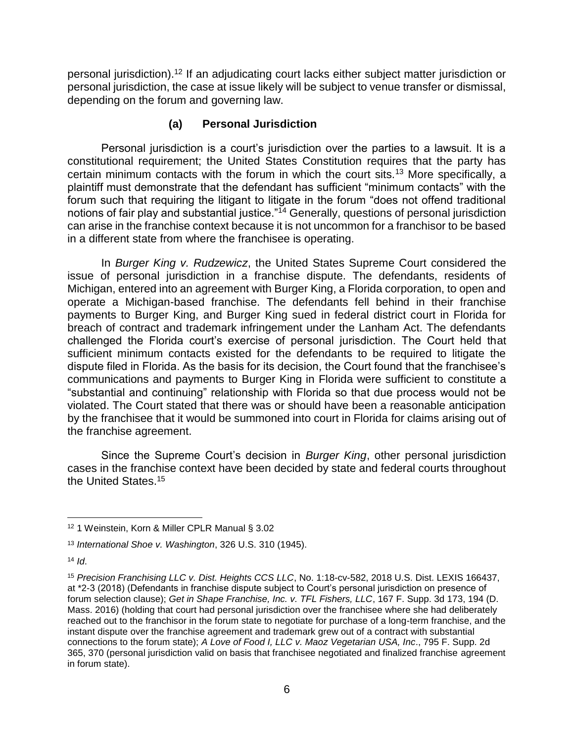personal jurisdiction).[12] If an adjudicating court lacks either subject matter jurisdiction or personal jurisdiction, the case at issue likely will be subject to venue transfer or dismissal, depending on the forum and governing law.

### (a) Personal Jurisdiction

Personal jurisdiction is a court's jurisdiction over the parties to a lawsuit. It is a constitutional requirement; the United States Constitution requires that the party has certain minimum contacts with the forum in which the court sits.[13] More specifically, a plaintiff must demonstrate that the defendant has sufficient "minimum contacts" with the forum such that requiring the litigant to litigate in the forum "does not offend traditional notions of fair play and substantial justice."[14] Generally, questions of personal jurisdiction can arise in the franchise context because it is not uncommon for a franchisor to be based in a different state from where the franchisee is operating.

In *Burger King v. Rudzewicz*, the United States Supreme Court considered the issue of personal jurisdiction in a franchise dispute. The defendants, residents of Michigan, entered into an agreement with Burger King, a Florida corporation, to open and operate a Michigan-based franchise. The defendants fell behind in their franchise payments to Burger King, and Burger King sued in federal district court in Florida for breach of contract and trademark infringement under the Lanham Act. The defendants challenged the Florida court's exercise of personal jurisdiction. The Court held that sufficient minimum contacts existed for the defendants to be required to litigate the dispute filed in Florida. As the basis for its decision, the Court found that the franchisee's communications and payments to Burger King in Florida were sufficient to constitute a "substantial and continuing" relationship with Florida so that due process would not be violated. The Court stated that there was or should have been a reasonable anticipation by the franchisee that it would be summoned into court in Florida for claims arising out of the franchise agreement.

Since the Supreme Court's decision in *Burger King*, other personal jurisdiction cases in the franchise context have been decided by state and federal courts throughout the United States.[15]

---

[12] 1 Weinstein, Korn & Miller CPLR Manual § 3.02

[13] *International Shoe v. Washington*, 326 U.S. 310 (1945).

[14] *Id*.

[15] *Precision Franchising LLC v. Dist. Heights CCS LLC*, No. 1:18-cv-582, 2018 U.S. Dist. LEXIS 166437, at *2-3 (2018) (Defendants in franchise dispute subject to Court's personal jurisdiction on presence of forum selection clause); *Get in Shape Franchise, Inc. v. TFL Fishers, LLC*, 167 F. Supp. 3d 173, 194 (D. Mass. 2016) (holding that court had personal jurisdiction over the franchisee where she had deliberately reached out to the franchisor in the forum state to negotiate for purchase of a long-term franchise, and the instant dispute over the franchise agreement and trademark grew out of a contract with substantial connections to the forum state); *A Love of Food I, LLC v. Maoz Vegetarian USA, Inc*., 795 F. Supp. 2d 365, 370 (personal jurisdiction valid on basis that franchisee negotiated and finalized franchise agreement in forum state).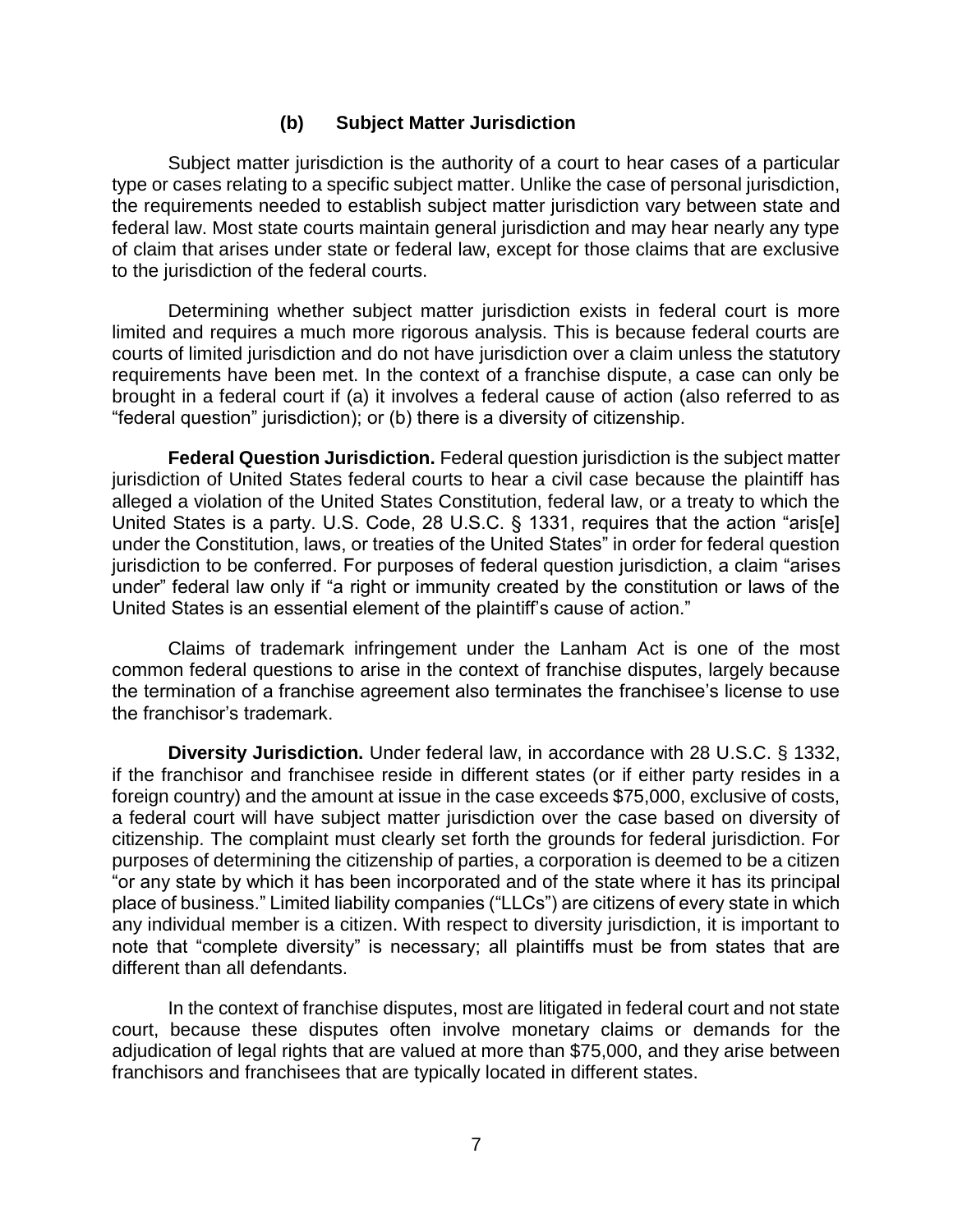### (b) Subject Matter Jurisdiction

Subject matter jurisdiction is the authority of a court to hear cases of a particular type or cases relating to a specific subject matter. Unlike the case of personal jurisdiction, the requirements needed to establish subject matter jurisdiction vary between state and federal law. Most state courts maintain general jurisdiction and may hear nearly any type of claim that arises under state or federal law, except for those claims that are exclusive to the jurisdiction of the federal courts.

Determining whether subject matter jurisdiction exists in federal court is more limited and requires a much more rigorous analysis. This is because federal courts are courts of limited jurisdiction and do not have jurisdiction over a claim unless the statutory requirements have been met. In the context of a franchise dispute, a case can only be brought in a federal court if (a) it involves a federal cause of action (also referred to as "federal question" jurisdiction); or (b) there is a diversity of citizenship.

**Federal Question Jurisdiction.** Federal question jurisdiction is the subject matter jurisdiction of United States federal courts to hear a civil case because the plaintiff has alleged a violation of the United States Constitution, federal law, or a treaty to which the United States is a party. U.S. Code, 28 U.S.C. § 1331, requires that the action "aris[e] under the Constitution, laws, or treaties of the United States" in order for federal question jurisdiction to be conferred. For purposes of federal question jurisdiction, a claim "arises under" federal law only if "a right or immunity created by the constitution or laws of the United States is an essential element of the plaintiff's cause of action."

Claims of trademark infringement under the Lanham Act is one of the most common federal questions to arise in the context of franchise disputes, largely because the termination of a franchise agreement also terminates the franchisee's license to use the franchisor's trademark.

**Diversity Jurisdiction.** Under federal law, in accordance with 28 U.S.C. § 1332, if the franchisor and franchisee reside in different states (or if either party resides in a foreign country) and the amount at issue in the case exceeds $75,000, exclusive of costs, a federal court will have subject matter jurisdiction over the case based on diversity of citizenship. The complaint must clearly set forth the grounds for federal jurisdiction. For purposes of determining the citizenship of parties, a corporation is deemed to be a citizen "or any state by which it has been incorporated and of the state where it has its principal place of business." Limited liability companies ("LLCs") are citizens of every state in which any individual member is a citizen. With respect to diversity jurisdiction, it is important to note that "complete diversity" is necessary; all plaintiffs must be from states that are different than all defendants.

In the context of franchise disputes, most are litigated in federal court and not state court, because these disputes often involve monetary claims or demands for the adjudication of legal rights that are valued at more than $75,000, and they arise between franchisors and franchisees that are typically located in different states.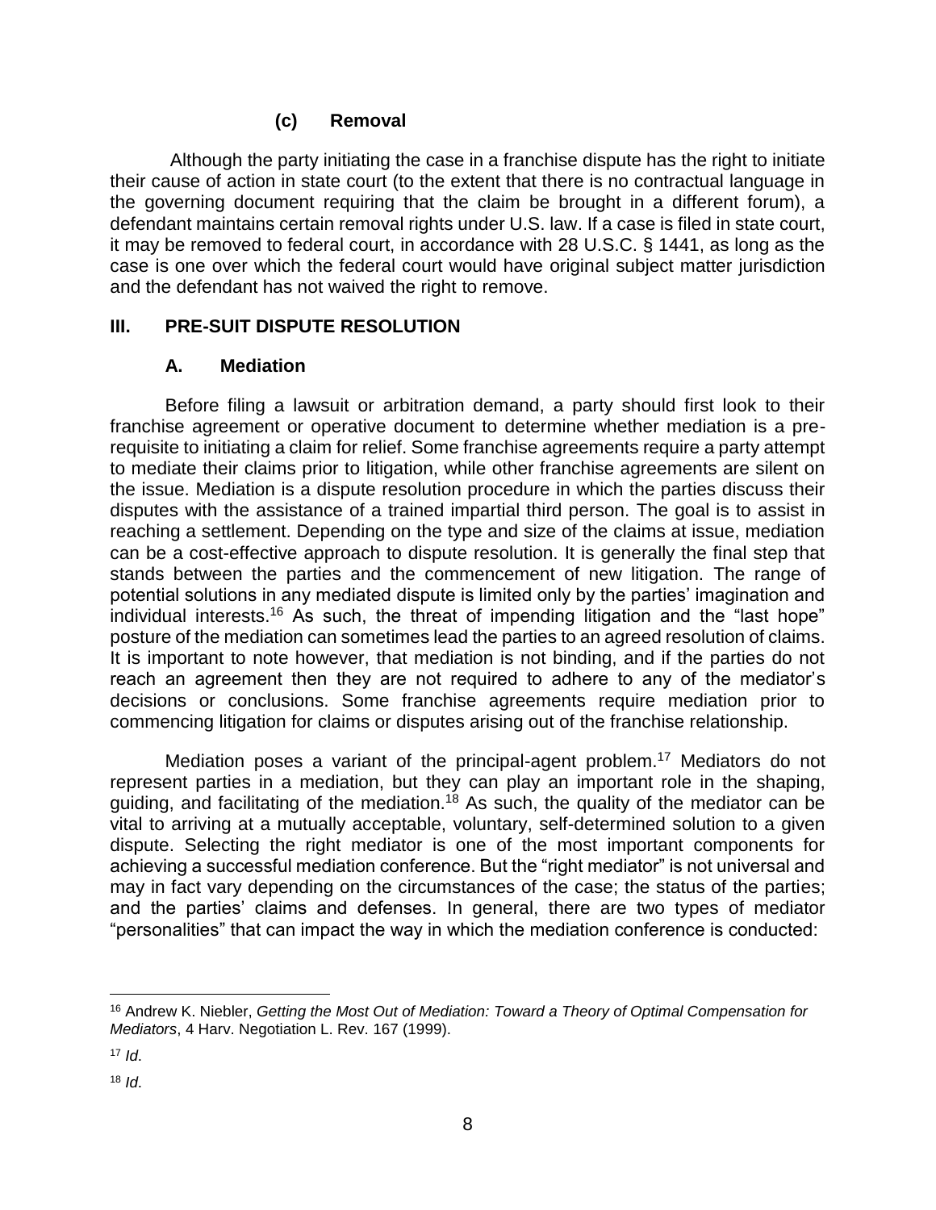#### (c) Removal

Although the party initiating the case in a franchise dispute has the right to initiate their cause of action in state court (to the extent that there is no contractual language in the governing document requiring that the claim be brought in a different forum), a defendant maintains certain removal rights under U.S. law. If a case is filed in state court, it may be removed to federal court, in accordance with 28 U.S.C. § 1441, as long as the case is one over which the federal court would have original subject matter jurisdiction and the defendant has not waived the right to remove.

## III. PRE-SUIT DISPUTE RESOLUTION

### A. Mediation

Before filing a lawsuit or arbitration demand, a party should first look to their franchise agreement or operative document to determine whether mediation is a pre-requisite to initiating a claim for relief. Some franchise agreements require a party attempt to mediate their claims prior to litigation, while other franchise agreements are silent on the issue. Mediation is a dispute resolution procedure in which the parties discuss their disputes with the assistance of a trained impartial third person. The goal is to assist in reaching a settlement. Depending on the type and size of the claims at issue, mediation can be a cost-effective approach to dispute resolution. It is generally the final step that stands between the parties and the commencement of new litigation. The range of potential solutions in any mediated dispute is limited only by the parties' imagination and individual interests.[16] As such, the threat of impending litigation and the "last hope" posture of the mediation can sometimes lead the parties to an agreed resolution of claims. It is important to note however, that mediation is not binding, and if the parties do not reach an agreement then they are not required to adhere to any of the mediator's decisions or conclusions. Some franchise agreements require mediation prior to commencing litigation for claims or disputes arising out of the franchise relationship.

Mediation poses a variant of the principal-agent problem.[17] Mediators do not represent parties in a mediation, but they can play an important role in the shaping, guiding, and facilitating of the mediation.[18] As such, the quality of the mediator can be vital to arriving at a mutually acceptable, voluntary, self-determined solution to a given dispute. Selecting the right mediator is one of the most important components for achieving a successful mediation conference. But the "right mediator" is not universal and may in fact vary depending on the circumstances of the case; the status of the parties; and the parties' claims and defenses. In general, there are two types of mediator "personalities" that can impact the way in which the mediation conference is conducted:

---

[16] Andrew K. Niebler, *Getting the Most Out of Mediation: Toward a Theory of Optimal Compensation for Mediators*, 4 Harv. Negotiation L. Rev. 167 (1999).

[17] *Id*.

[18] *Id*.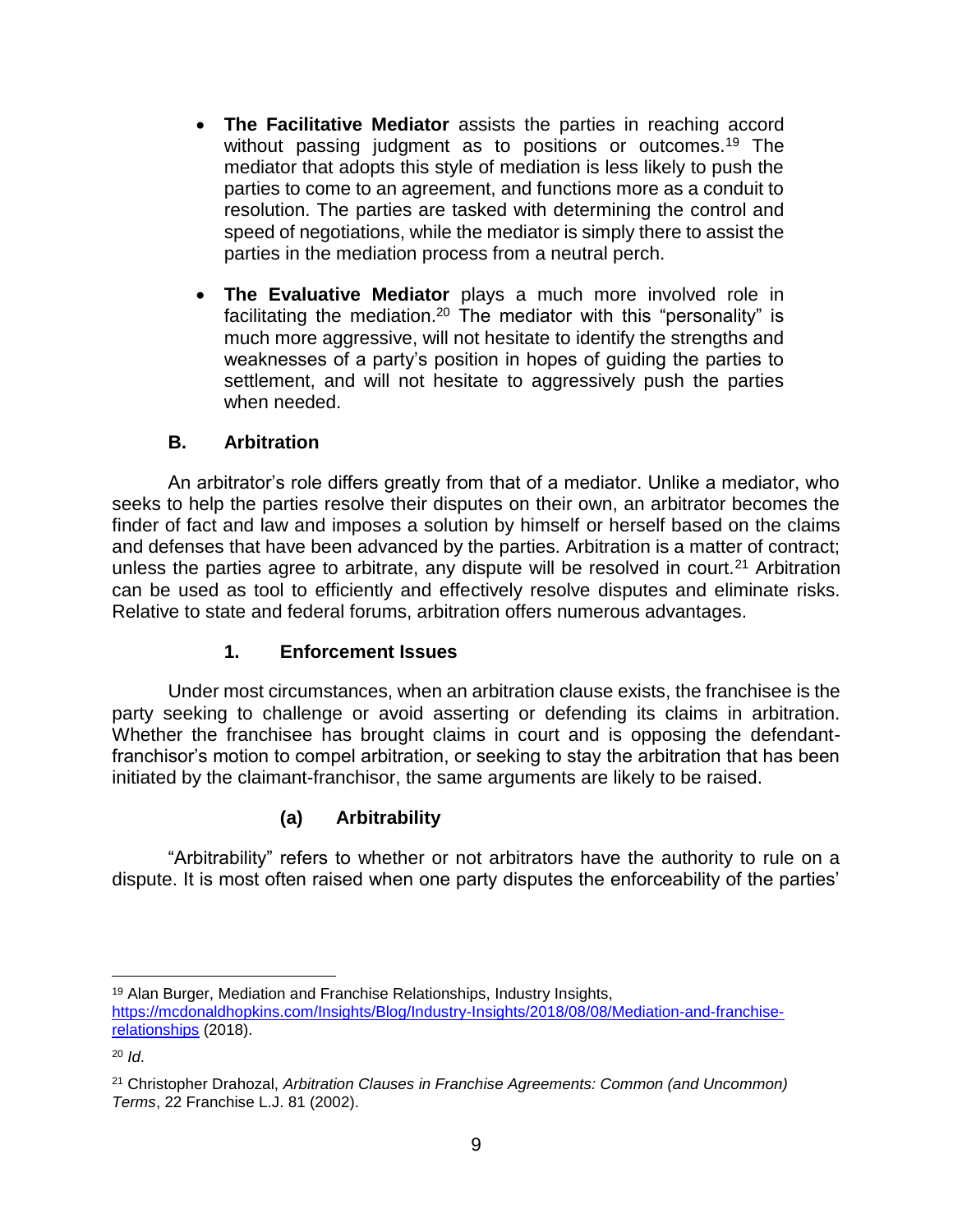- **The Facilitative Mediator** assists the parties in reaching accord without passing judgment as to positions or outcomes.[19] The mediator that adopts this style of mediation is less likely to push the parties to come to an agreement, and functions more as a conduit to resolution. The parties are tasked with determining the control and speed of negotiations, while the mediator is simply there to assist the parties in the mediation process from a neutral perch.

- **The Evaluative Mediator** plays a much more involved role in facilitating the mediation.[20] The mediator with this "personality" is much more aggressive, will not hesitate to identify the strengths and weaknesses of a party's position in hopes of guiding the parties to settlement, and will not hesitate to aggressively push the parties when needed.

### B. Arbitration

An arbitrator's role differs greatly from that of a mediator. Unlike a mediator, who seeks to help the parties resolve their disputes on their own, an arbitrator becomes the finder of fact and law and imposes a solution by himself or herself based on the claims and defenses that have been advanced by the parties. Arbitration is a matter of contract; unless the parties agree to arbitrate, any dispute will be resolved in court.[21] Arbitration can be used as tool to efficiently and effectively resolve disputes and eliminate risks. Relative to state and federal forums, arbitration offers numerous advantages.

#### 1. Enforcement Issues

Under most circumstances, when an arbitration clause exists, the franchisee is the party seeking to challenge or avoid asserting or defending its claims in arbitration. Whether the franchisee has brought claims in court and is opposing the defendant-franchisor's motion to compel arbitration, or seeking to stay the arbitration that has been initiated by the claimant-franchisor, the same arguments are likely to be raised.

##### (a) Arbitrability

"Arbitrability" refers to whether or not arbitrators have the authority to rule on a dispute. It is most often raised when one party disputes the enforceability of the parties'

---

[19] Alan Burger, Mediation and Franchise Relationships, Industry Insights, https://mcdonaldhopkins.com/Insights/Blog/Industry-Insights/2018/08/08/Mediation-and-franchise-relationships (2018).

[20] *Id*.

[21] Christopher Drahozal, *Arbitration Clauses in Franchise Agreements: Common (and Uncommon) Terms*, 22 Franchise L.J. 81 (2002).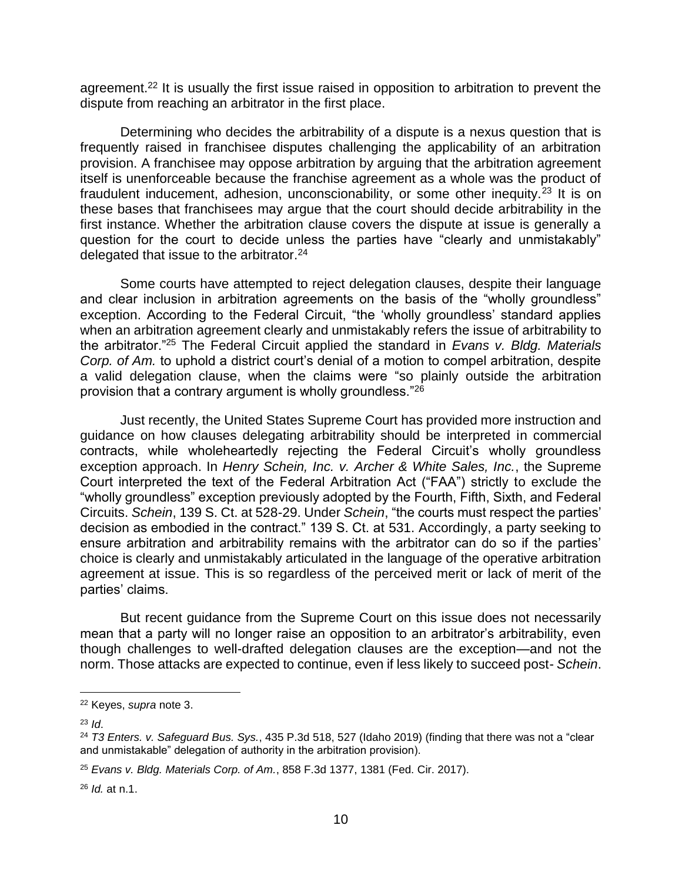agreement.[22] It is usually the first issue raised in opposition to arbitration to prevent the dispute from reaching an arbitrator in the first place.

Determining who decides the arbitrability of a dispute is a nexus question that is frequently raised in franchisee disputes challenging the applicability of an arbitration provision. A franchisee may oppose arbitration by arguing that the arbitration agreement itself is unenforceable because the franchise agreement as a whole was the product of fraudulent inducement, adhesion, unconscionability, or some other inequity.[23] It is on these bases that franchisees may argue that the court should decide arbitrability in the first instance. Whether the arbitration clause covers the dispute at issue is generally a question for the court to decide unless the parties have "clearly and unmistakably" delegated that issue to the arbitrator.[24]

Some courts have attempted to reject delegation clauses, despite their language and clear inclusion in arbitration agreements on the basis of the "wholly groundless" exception. According to the Federal Circuit, "the 'wholly groundless' standard applies when an arbitration agreement clearly and unmistakably refers the issue of arbitrability to the arbitrator."[25] The Federal Circuit applied the standard in *Evans v. Bldg. Materials Corp. of Am.* to uphold a district court's denial of a motion to compel arbitration, despite a valid delegation clause, when the claims were "so plainly outside the arbitration provision that a contrary argument is wholly groundless."[26]

Just recently, the United States Supreme Court has provided more instruction and guidance on how clauses delegating arbitrability should be interpreted in commercial contracts, while wholeheartedly rejecting the Federal Circuit's wholly groundless exception approach. In *Henry Schein, Inc. v. Archer & White Sales, Inc.*, the Supreme Court interpreted the text of the Federal Arbitration Act ("FAA") strictly to exclude the "wholly groundless" exception previously adopted by the Fourth, Fifth, Sixth, and Federal Circuits. *Schein*, 139 S. Ct. at 528-29. Under *Schein*, "the courts must respect the parties' decision as embodied in the contract." 139 S. Ct. at 531. Accordingly, a party seeking to ensure arbitration and arbitrability remains with the arbitrator can do so if the parties' choice is clearly and unmistakably articulated in the language of the operative arbitration agreement at issue. This is so regardless of the perceived merit or lack of merit of the parties' claims.

But recent guidance from the Supreme Court on this issue does not necessarily mean that a party will no longer raise an opposition to an arbitrator's arbitrability, even though challenges to well-drafted delegation clauses are the exception—and not the norm. Those attacks are expected to continue, even if less likely to succeed post- *Schein*.

---

[22] Keyes, *supra* note 3.

[23] *Id*.

[24] *T3 Enters. v. Safeguard Bus. Sys.*, 435 P.3d 518, 527 (Idaho 2019) (finding that there was not a "clear and unmistakable" delegation of authority in the arbitration provision).

[25] *Evans v. Bldg. Materials Corp. of Am.*, 858 F.3d 1377, 1381 (Fed. Cir. 2017).

[26] *Id.* at n.1.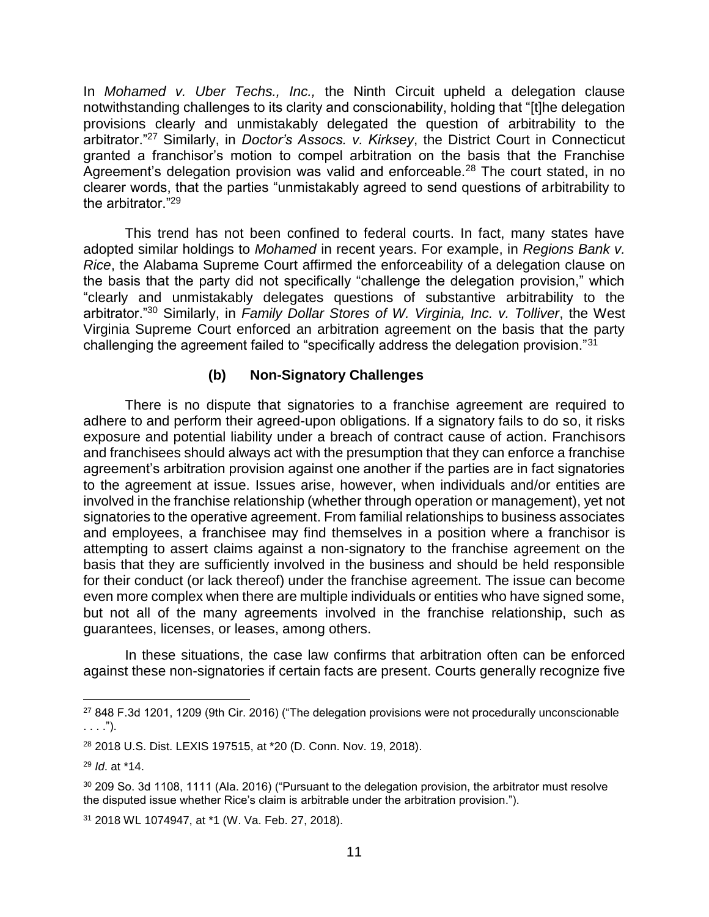In *Mohamed v. Uber Techs., Inc.,* the Ninth Circuit upheld a delegation clause notwithstanding challenges to its clarity and conscionability, holding that "[t]he delegation provisions clearly and unmistakably delegated the question of arbitrability to the arbitrator."[27] Similarly, in *Doctor's Assocs. v. Kirksey*, the District Court in Connecticut granted a franchisor's motion to compel arbitration on the basis that the Franchise Agreement's delegation provision was valid and enforceable.[28] The court stated, in no clearer words, that the parties "unmistakably agreed to send questions of arbitrability to the arbitrator."[29]

This trend has not been confined to federal courts. In fact, many states have adopted similar holdings to *Mohamed* in recent years. For example, in *Regions Bank v. Rice*, the Alabama Supreme Court affirmed the enforceability of a delegation clause on the basis that the party did not specifically "challenge the delegation provision," which "clearly and unmistakably delegates questions of substantive arbitrability to the arbitrator."[30] Similarly, in *Family Dollar Stores of W. Virginia, Inc. v. Tolliver*, the West Virginia Supreme Court enforced an arbitration agreement on the basis that the party challenging the agreement failed to "specifically address the delegation provision."[31]

#### (b) Non-Signatory Challenges

There is no dispute that signatories to a franchise agreement are required to adhere to and perform their agreed-upon obligations. If a signatory fails to do so, it risks exposure and potential liability under a breach of contract cause of action. Franchisors and franchisees should always act with the presumption that they can enforce a franchise agreement's arbitration provision against one another if the parties are in fact signatories to the agreement at issue. Issues arise, however, when individuals and/or entities are involved in the franchise relationship (whether through operation or management), yet not signatories to the operative agreement. From familial relationships to business associates and employees, a franchisee may find themselves in a position where a franchisor is attempting to assert claims against a non-signatory to the franchise agreement on the basis that they are sufficiently involved in the business and should be held responsible for their conduct (or lack thereof) under the franchise agreement. The issue can become even more complex when there are multiple individuals or entities who have signed some, but not all of the many agreements involved in the franchise relationship, such as guarantees, licenses, or leases, among others.

In these situations, the case law confirms that arbitration often can be enforced against these non-signatories if certain facts are present. Courts generally recognize five

---

[27] 848 F.3d 1201, 1209 (9th Cir. 2016) ("The delegation provisions were not procedurally unconscionable . . . .").

[28] 2018 U.S. Dist. LEXIS 197515, at *20 (D. Conn. Nov. 19, 2018).

[29] *Id*. at *14.

[30] 209 So. 3d 1108, 1111 (Ala. 2016) ("Pursuant to the delegation provision, the arbitrator must resolve the disputed issue whether Rice's claim is arbitrable under the arbitration provision.").

[31] 2018 WL 1074947, at *1 (W. Va. Feb. 27, 2018).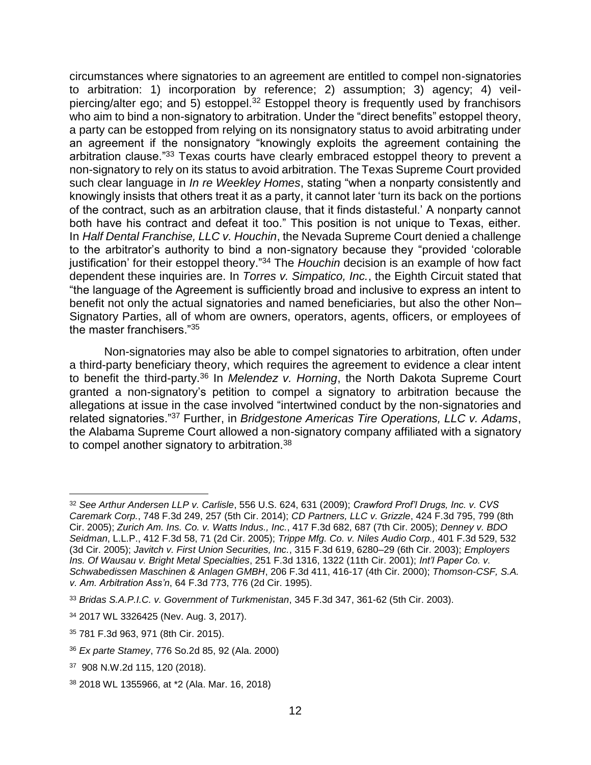circumstances where signatories to an agreement are entitled to compel non-signatories to arbitration: 1) incorporation by reference; 2) assumption; 3) agency; 4) veil-piercing/alter ego; and 5) estoppel.[32] Estoppel theory is frequently used by franchisors who aim to bind a non-signatory to arbitration. Under the "direct benefits" estoppel theory, a party can be estopped from relying on its nonsignatory status to avoid arbitrating under an agreement if the nonsignatory "knowingly exploits the agreement containing the arbitration clause."[33] Texas courts have clearly embraced estoppel theory to prevent a non-signatory to rely on its status to avoid arbitration. The Texas Supreme Court provided such clear language in *In re Weekley Homes*, stating "when a nonparty consistently and knowingly insists that others treat it as a party, it cannot later 'turn its back on the portions of the contract, such as an arbitration clause, that it finds distasteful.' A nonparty cannot both have his contract and defeat it too." This position is not unique to Texas, either. In *Half Dental Franchise, LLC v. Houchin*, the Nevada Supreme Court denied a challenge to the arbitrator's authority to bind a non-signatory because they "provided 'colorable justification' for their estoppel theory."[34] The *Houchin* decision is an example of how fact dependent these inquiries are. In *Torres v. Simpatico, Inc.*, the Eighth Circuit stated that "the language of the Agreement is sufficiently broad and inclusive to express an intent to benefit not only the actual signatories and named beneficiaries, but also the other Non–Signatory Parties, all of whom are owners, operators, agents, officers, or employees of the master franchisers."[35]

Non-signatories may also be able to compel signatories to arbitration, often under a third-party beneficiary theory, which requires the agreement to evidence a clear intent to benefit the third-party.[36] In *Melendez v. Horning*, the North Dakota Supreme Court granted a non-signatory's petition to compel a signatory to arbitration because the allegations at issue in the case involved "intertwined conduct by the non-signatories and related signatories."[37] Further, in *Bridgestone Americas Tire Operations, LLC v. Adams*, the Alabama Supreme Court allowed a non-signatory company affiliated with a signatory to compel another signatory to arbitration.[38]

---

[32] *See Arthur Andersen LLP v. Carlisle*, 556 U.S. 624, 631 (2009); *Crawford Prof'l Drugs, Inc. v. CVS Caremark Corp.*, 748 F.3d 249, 257 (5th Cir. 2014); *CD Partners, LLC v. Grizzle*, 424 F.3d 795, 799 (8th Cir. 2005); *Zurich Am. Ins. Co. v. Watts Indus., Inc.*, 417 F.3d 682, 687 (7th Cir. 2005); *Denney v. BDO Seidman*, L.L.P., 412 F.3d 58, 71 (2d Cir. 2005); *Trippe Mfg. Co. v. Niles Audio Corp.,* 401 F.3d 529, 532 (3d Cir. 2005); *Javitch v. First Union Securities, Inc.*, 315 F.3d 619, 6280–29 (6th Cir. 2003); *Employers Ins. Of Wausau v. Bright Metal Specialties*, 251 F.3d 1316, 1322 (11th Cir. 2001); *Int'l Paper Co. v. Schwabedissen Maschinen & Anlagen GMBH*, 206 F.3d 411, 416-17 (4th Cir. 2000); *Thomson-CSF, S.A. v. Am. Arbitration Ass'n*, 64 F.3d 773, 776 (2d Cir. 1995).

[33] *Bridas S.A.P.I.C. v. Government of Turkmenistan*, 345 F.3d 347, 361-62 (5th Cir. 2003).

[34] 2017 WL 3326425 (Nev. Aug. 3, 2017).

[35] 781 F.3d 963, 971 (8th Cir. 2015).

[36] *Ex parte Stamey*, 776 So.2d 85, 92 (Ala. 2000)

[37] 908 N.W.2d 115, 120 (2018).

[38] 2018 WL 1355966, at *2 (Ala. Mar. 16, 2018)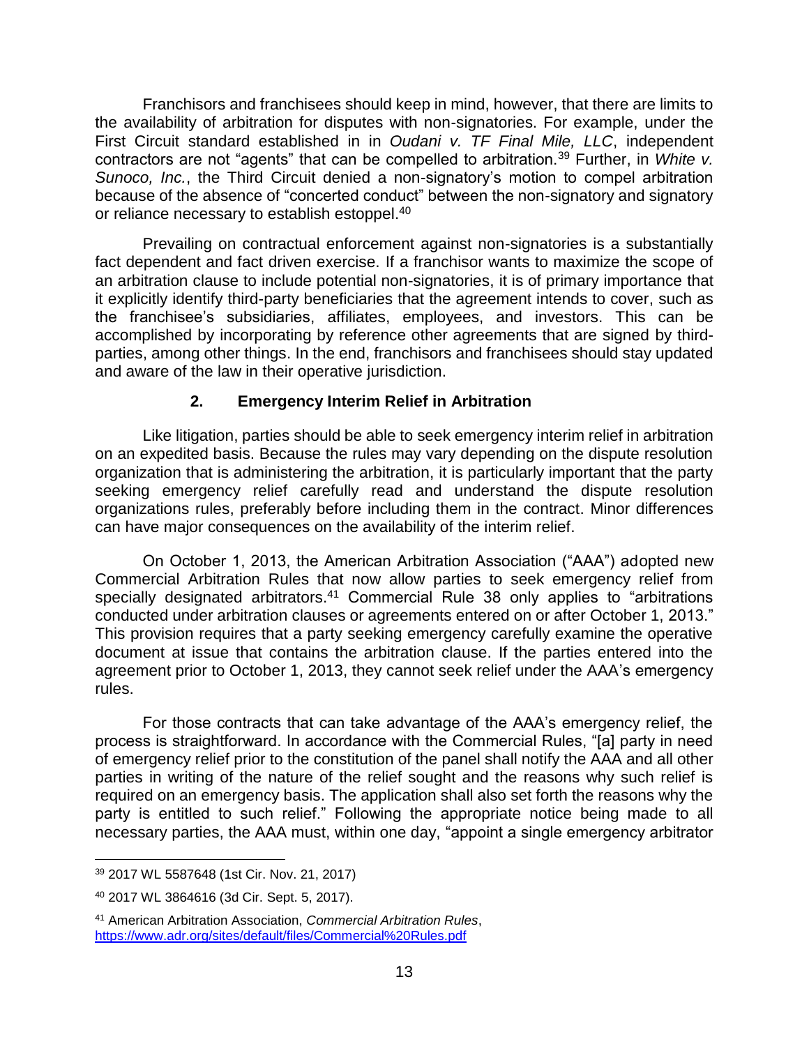Franchisors and franchisees should keep in mind, however, that there are limits to the availability of arbitration for disputes with non-signatories. For example, under the First Circuit standard established in in *Oudani v. TF Final Mile, LLC*, independent contractors are not "agents" that can be compelled to arbitration.[39] Further, in *White v. Sunoco, Inc.*, the Third Circuit denied a non-signatory's motion to compel arbitration because of the absence of "concerted conduct" between the non-signatory and signatory or reliance necessary to establish estoppel.[40]

Prevailing on contractual enforcement against non-signatories is a substantially fact dependent and fact driven exercise. If a franchisor wants to maximize the scope of an arbitration clause to include potential non-signatories, it is of primary importance that it explicitly identify third-party beneficiaries that the agreement intends to cover, such as the franchisee's subsidiaries, affiliates, employees, and investors. This can be accomplished by incorporating by reference other agreements that are signed by third-parties, among other things. In the end, franchisors and franchisees should stay updated and aware of the law in their operative jurisdiction.

### 2. Emergency Interim Relief in Arbitration

Like litigation, parties should be able to seek emergency interim relief in arbitration on an expedited basis. Because the rules may vary depending on the dispute resolution organization that is administering the arbitration, it is particularly important that the party seeking emergency relief carefully read and understand the dispute resolution organizations rules, preferably before including them in the contract. Minor differences can have major consequences on the availability of the interim relief.

On October 1, 2013, the American Arbitration Association ("AAA") adopted new Commercial Arbitration Rules that now allow parties to seek emergency relief from specially designated arbitrators.[41] Commercial Rule 38 only applies to "arbitrations conducted under arbitration clauses or agreements entered on or after October 1, 2013." This provision requires that a party seeking emergency carefully examine the operative document at issue that contains the arbitration clause. If the parties entered into the agreement prior to October 1, 2013, they cannot seek relief under the AAA's emergency rules.

For those contracts that can take advantage of the AAA's emergency relief, the process is straightforward. In accordance with the Commercial Rules, "[a] party in need of emergency relief prior to the constitution of the panel shall notify the AAA and all other parties in writing of the nature of the relief sought and the reasons why such relief is required on an emergency basis. The application shall also set forth the reasons why the party is entitled to such relief." Following the appropriate notice being made to all necessary parties, the AAA must, within one day, "appoint a single emergency arbitrator

---

[39] 2017 WL 5587648 (1st Cir. Nov. 21, 2017)

[40] 2017 WL 3864616 (3d Cir. Sept. 5, 2017).

[41] American Arbitration Association, *Commercial Arbitration Rules*, https://www.adr.org/sites/default/files/Commercial%20Rules.pdf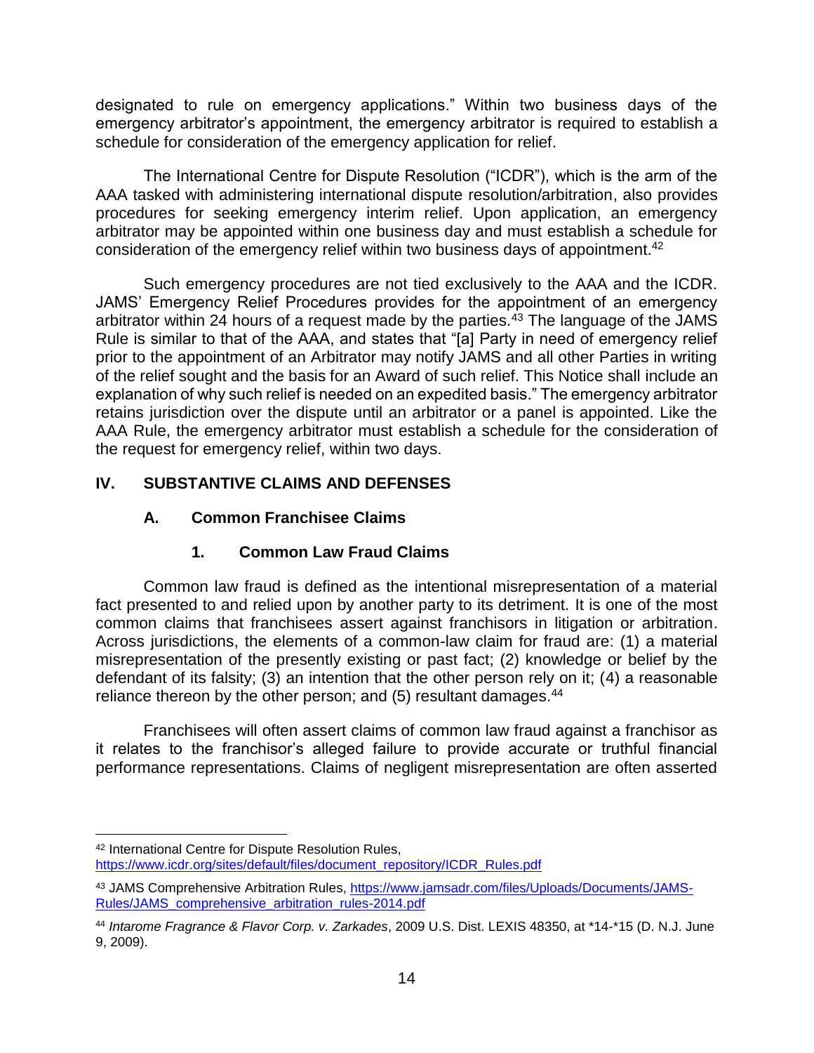designated to rule on emergency applications." Within two business days of the emergency arbitrator's appointment, the emergency arbitrator is required to establish a schedule for consideration of the emergency application for relief.

The International Centre for Dispute Resolution ("ICDR"), which is the arm of the AAA tasked with administering international dispute resolution/arbitration, also provides procedures for seeking emergency interim relief. Upon application, an emergency arbitrator may be appointed within one business day and must establish a schedule for consideration of the emergency relief within two business days of appointment.[42]

Such emergency procedures are not tied exclusively to the AAA and the ICDR. JAMS' Emergency Relief Procedures provides for the appointment of an emergency arbitrator within 24 hours of a request made by the parties.[43] The language of the JAMS Rule is similar to that of the AAA, and states that "[a] Party in need of emergency relief prior to the appointment of an Arbitrator may notify JAMS and all other Parties in writing of the relief sought and the basis for an Award of such relief. This Notice shall include an explanation of why such relief is needed on an expedited basis." The emergency arbitrator retains jurisdiction over the dispute until an arbitrator or a panel is appointed. Like the AAA Rule, the emergency arbitrator must establish a schedule for the consideration of the request for emergency relief, within two days.

## IV. SUBSTANTIVE CLAIMS AND DEFENSES

### A. Common Franchisee Claims

#### 1. Common Law Fraud Claims

Common law fraud is defined as the intentional misrepresentation of a material fact presented to and relied upon by another party to its detriment. It is one of the most common claims that franchisees assert against franchisors in litigation or arbitration. Across jurisdictions, the elements of a common-law claim for fraud are: (1) a material misrepresentation of the presently existing or past fact; (2) knowledge or belief by the defendant of its falsity; (3) an intention that the other person rely on it; (4) a reasonable reliance thereon by the other person; and (5) resultant damages.[44]

Franchisees will often assert claims of common law fraud against a franchisor as it relates to the franchisor's alleged failure to provide accurate or truthful financial performance representations. Claims of negligent misrepresentation are often asserted

---

[42] International Centre for Dispute Resolution Rules, https://www.icdr.org/sites/default/files/document_repository/ICDR_Rules.pdf

[43] JAMS Comprehensive Arbitration Rules, https://www.jamsadr.com/files/Uploads/Documents/JAMS-Rules/JAMS_comprehensive_arbitration_rules-2014.pdf

[44] *Intarome Fragrance & Flavor Corp. v. Zarkades*, 2009 U.S. Dist. LEXIS 48350, at *14-*15 (D. N.J. June 9, 2009).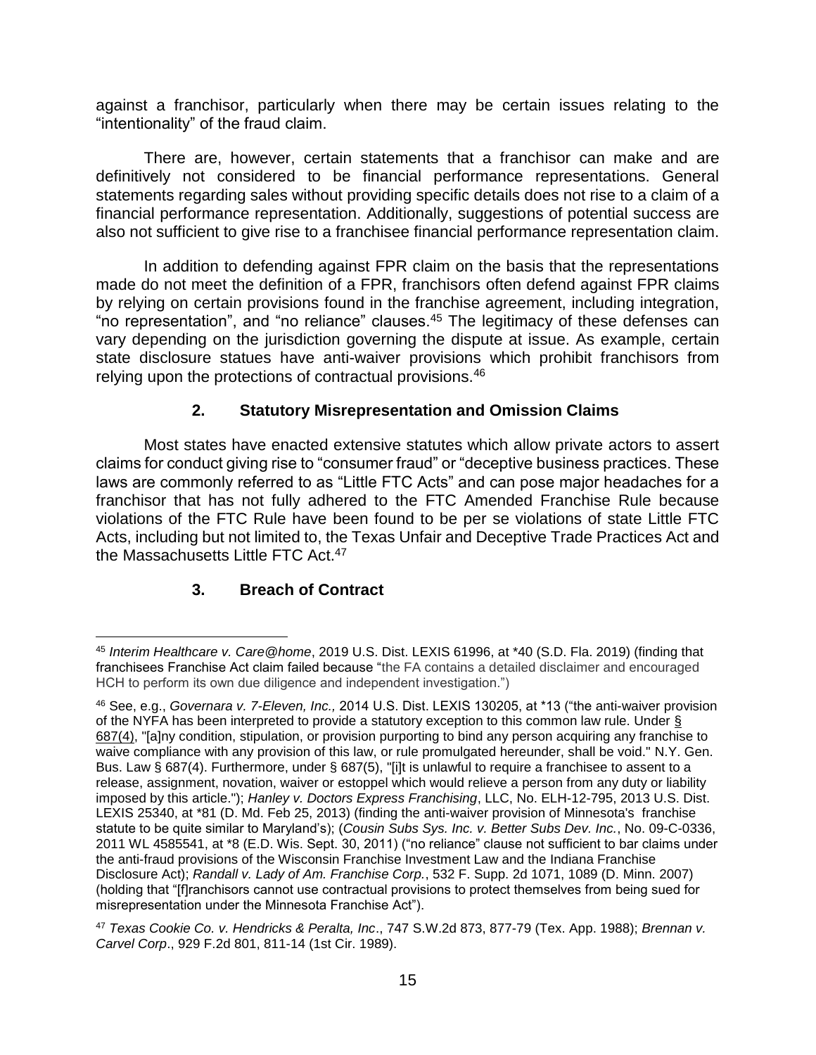against a franchisor, particularly when there may be certain issues relating to the "intentionality" of the fraud claim.

There are, however, certain statements that a franchisor can make and are definitively not considered to be financial performance representations. General statements regarding sales without providing specific details does not rise to a claim of a financial performance representation. Additionally, suggestions of potential success are also not sufficient to give rise to a franchisee financial performance representation claim.

In addition to defending against FPR claim on the basis that the representations made do not meet the definition of a FPR, franchisors often defend against FPR claims by relying on certain provisions found in the franchise agreement, including integration, "no representation", and "no reliance" clauses.[45] The legitimacy of these defenses can vary depending on the jurisdiction governing the dispute at issue. As example, certain state disclosure statues have anti-waiver provisions which prohibit franchisors from relying upon the protections of contractual provisions.[46]

### 2. Statutory Misrepresentation and Omission Claims

Most states have enacted extensive statutes which allow private actors to assert claims for conduct giving rise to "consumer fraud" or "deceptive business practices. These laws are commonly referred to as "Little FTC Acts" and can pose major headaches for a franchisor that has not fully adhered to the FTC Amended Franchise Rule because violations of the FTC Rule have been found to be per se violations of state Little FTC Acts, including but not limited to, the Texas Unfair and Deceptive Trade Practices Act and the Massachusetts Little FTC Act.[47]

### 3. Breach of Contract

---

[45] *Interim Healthcare v. Care@home*, 2019 U.S. Dist. LEXIS 61996, at *40 (S.D. Fla. 2019) (finding that franchisees Franchise Act claim failed because "the FA contains a detailed disclaimer and encouraged HCH to perform its own due diligence and independent investigation.")

[46] See, e.g., *Governara v. 7-Eleven, Inc.,* 2014 U.S. Dist. LEXIS 130205, at *13 ("the anti-waiver provision of the NYFA has been interpreted to provide a statutory exception to this common law rule. Under § 687(4), "[a]ny condition, stipulation, or provision purporting to bind any person acquiring any franchise to waive compliance with any provision of this law, or rule promulgated hereunder, shall be void." N.Y. Gen. Bus. Law § 687(4). Furthermore, under § 687(5), "[i]t is unlawful to require a franchisee to assent to a release, assignment, novation, waiver or estoppel which would relieve a person from any duty or liability imposed by this article."); *Hanley v. Doctors Express Franchising*, LLC, No. ELH-12-795, 2013 U.S. Dist. LEXIS 25340, at *81 (D. Md. Feb 25, 2013) (finding the anti-waiver provision of Minnesota's franchise statute to be quite similar to Maryland's); (*Cousin Subs Sys. Inc. v. Better Subs Dev. Inc.*, No. 09-C-0336, 2011 WL 4585541, at *8 (E.D. Wis. Sept. 30, 2011) ("no reliance" clause not sufficient to bar claims under the anti-fraud provisions of the Wisconsin Franchise Investment Law and the Indiana Franchise Disclosure Act); *Randall v. Lady of Am. Franchise Corp.*, 532 F. Supp. 2d 1071, 1089 (D. Minn. 2007) (holding that "[f]ranchisors cannot use contractual provisions to protect themselves from being sued for misrepresentation under the Minnesota Franchise Act").

[47] *Texas Cookie Co. v. Hendricks & Peralta, Inc*., 747 S.W.2d 873, 877-79 (Tex. App. 1988); *Brennan v. Carvel Corp*., 929 F.2d 801, 811-14 (1st Cir. 1989).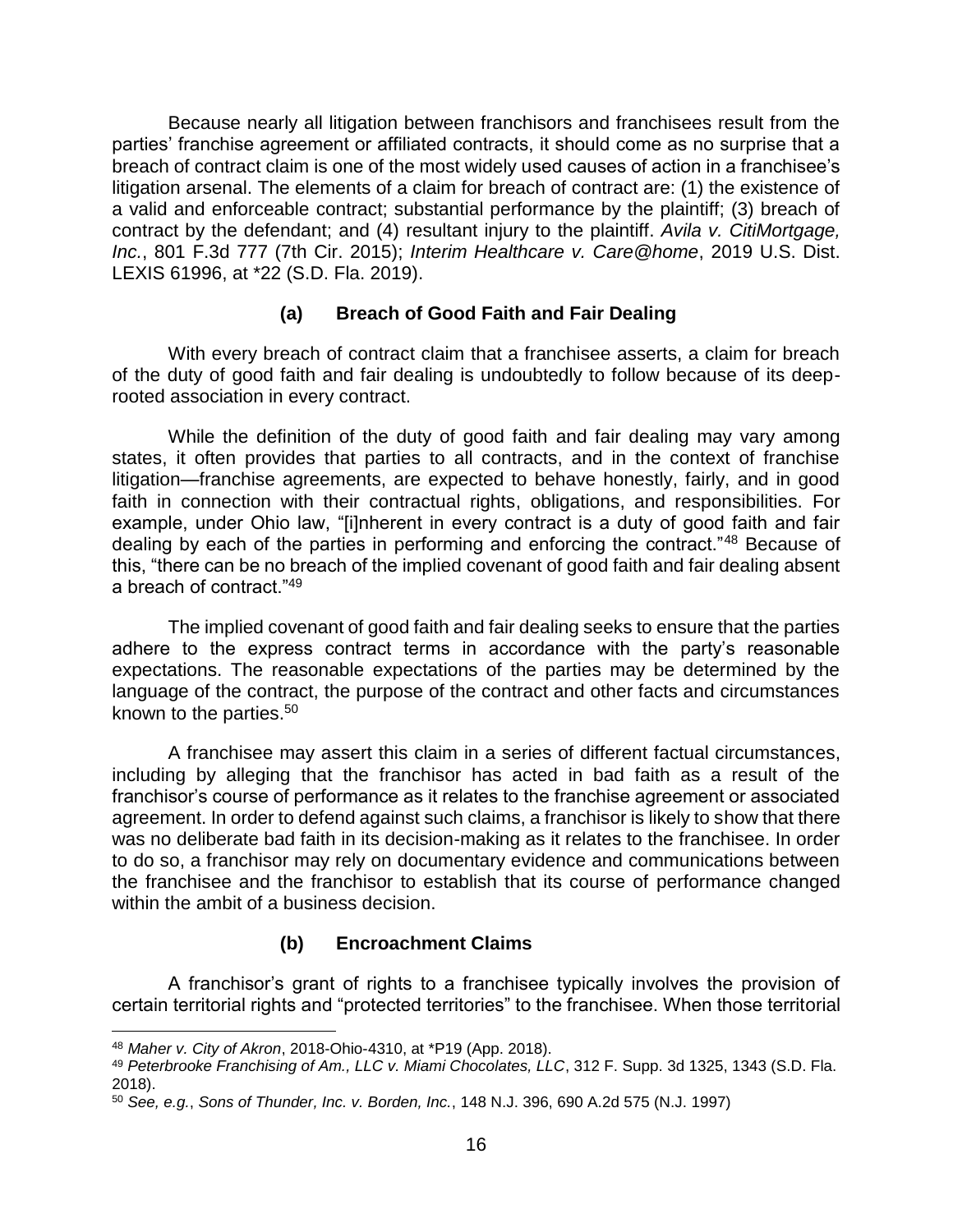Because nearly all litigation between franchisors and franchisees result from the parties' franchise agreement or affiliated contracts, it should come as no surprise that a breach of contract claim is one of the most widely used causes of action in a franchisee's litigation arsenal. The elements of a claim for breach of contract are: (1) the existence of a valid and enforceable contract; substantial performance by the plaintiff; (3) breach of contract by the defendant; and (4) resultant injury to the plaintiff. *Avila v. CitiMortgage, Inc.*, 801 F.3d 777 (7th Cir. 2015); *Interim Healthcare v. Care@home*, 2019 U.S. Dist. LEXIS 61996, at *22 (S.D. Fla. 2019).

### (a) Breach of Good Faith and Fair Dealing

With every breach of contract claim that a franchisee asserts, a claim for breach of the duty of good faith and fair dealing is undoubtedly to follow because of its deep-rooted association in every contract.

While the definition of the duty of good faith and fair dealing may vary among states, it often provides that parties to all contracts, and in the context of franchise litigation—franchise agreements, are expected to behave honestly, fairly, and in good faith in connection with their contractual rights, obligations, and responsibilities. For example, under Ohio law, "[i]nherent in every contract is a duty of good faith and fair dealing by each of the parties in performing and enforcing the contract."[48] Because of this, "there can be no breach of the implied covenant of good faith and fair dealing absent a breach of contract."[49]

The implied covenant of good faith and fair dealing seeks to ensure that the parties adhere to the express contract terms in accordance with the party's reasonable expectations. The reasonable expectations of the parties may be determined by the language of the contract, the purpose of the contract and other facts and circumstances known to the parties.[50]

A franchisee may assert this claim in a series of different factual circumstances, including by alleging that the franchisor has acted in bad faith as a result of the franchisor's course of performance as it relates to the franchise agreement or associated agreement. In order to defend against such claims, a franchisor is likely to show that there was no deliberate bad faith in its decision-making as it relates to the franchisee. In order to do so, a franchisor may rely on documentary evidence and communications between the franchisee and the franchisor to establish that its course of performance changed within the ambit of a business decision.

### (b) Encroachment Claims

A franchisor's grant of rights to a franchisee typically involves the provision of certain territorial rights and "protected territories" to the franchisee. When those territorial

---

[48] *Maher v. City of Akron*, 2018-Ohio-4310, at *P19 (App. 2018).

[49] *Peterbrooke Franchising of Am., LLC v. Miami Chocolates, LLC*, 312 F. Supp. 3d 1325, 1343 (S.D. Fla. 2018).

[50] *See, e.g.*, *Sons of Thunder, Inc. v. Borden, Inc.*, 148 N.J. 396, 690 A.2d 575 (N.J. 1997)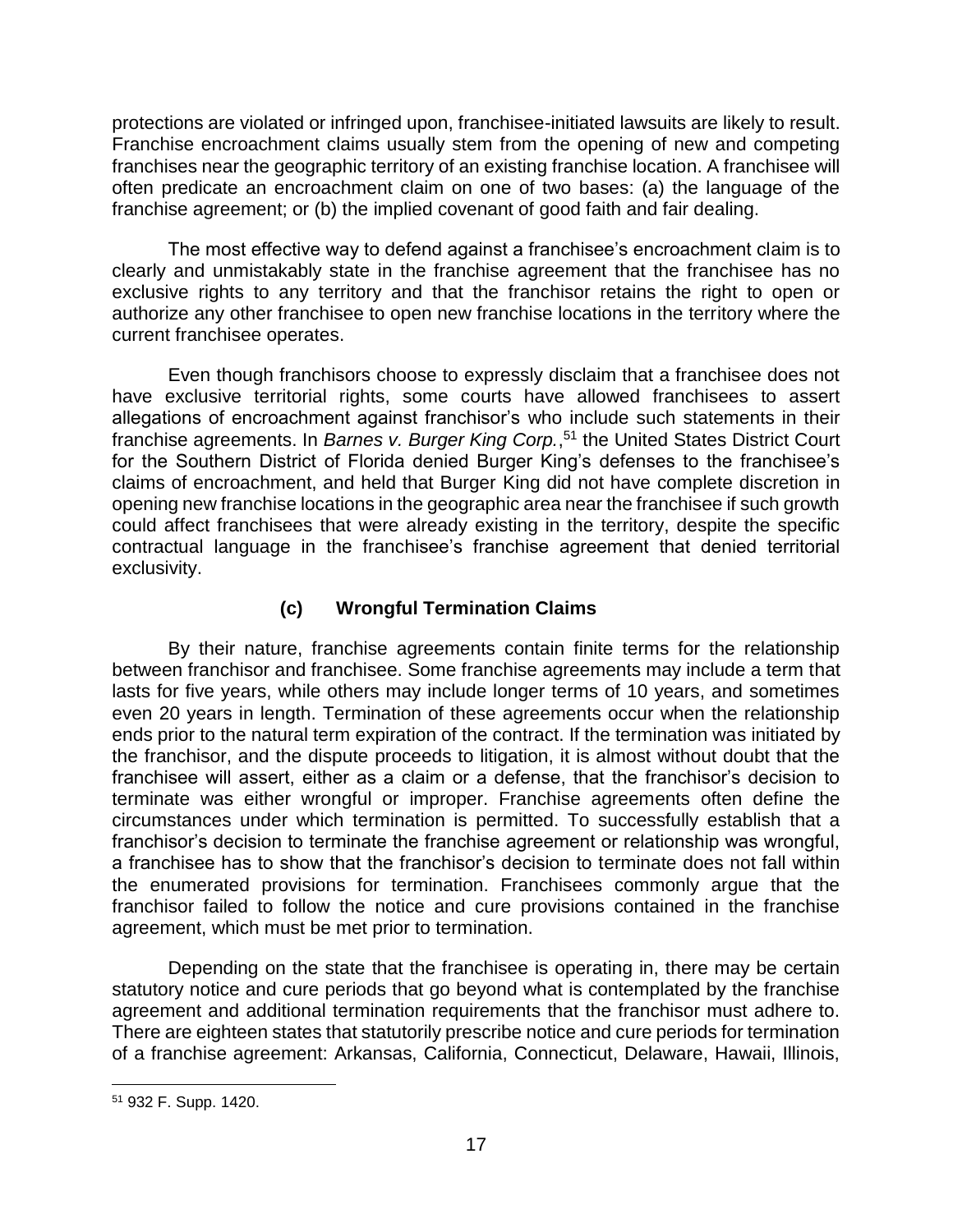protections are violated or infringed upon, franchisee-initiated lawsuits are likely to result. Franchise encroachment claims usually stem from the opening of new and competing franchises near the geographic territory of an existing franchise location. A franchisee will often predicate an encroachment claim on one of two bases: (a) the language of the franchise agreement; or (b) the implied covenant of good faith and fair dealing.

The most effective way to defend against a franchisee's encroachment claim is to clearly and unmistakably state in the franchise agreement that the franchisee has no exclusive rights to any territory and that the franchisor retains the right to open or authorize any other franchisee to open new franchise locations in the territory where the current franchisee operates.

Even though franchisors choose to expressly disclaim that a franchisee does not have exclusive territorial rights, some courts have allowed franchisees to assert allegations of encroachment against franchisor's who include such statements in their franchise agreements. In *Barnes v. Burger King Corp.*,[51] the United States District Court for the Southern District of Florida denied Burger King's defenses to the franchisee's claims of encroachment, and held that Burger King did not have complete discretion in opening new franchise locations in the geographic area near the franchisee if such growth could affect franchisees that were already existing in the territory, despite the specific contractual language in the franchisee's franchise agreement that denied territorial exclusivity.

### (c) Wrongful Termination Claims

By their nature, franchise agreements contain finite terms for the relationship between franchisor and franchisee. Some franchise agreements may include a term that lasts for five years, while others may include longer terms of 10 years, and sometimes even 20 years in length. Termination of these agreements occur when the relationship ends prior to the natural term expiration of the contract. If the termination was initiated by the franchisor, and the dispute proceeds to litigation, it is almost without doubt that the franchisee will assert, either as a claim or a defense, that the franchisor's decision to terminate was either wrongful or improper. Franchise agreements often define the circumstances under which termination is permitted. To successfully establish that a franchisor's decision to terminate the franchise agreement or relationship was wrongful, a franchisee has to show that the franchisor's decision to terminate does not fall within the enumerated provisions for termination. Franchisees commonly argue that the franchisor failed to follow the notice and cure provisions contained in the franchise agreement, which must be met prior to termination.

Depending on the state that the franchisee is operating in, there may be certain statutory notice and cure periods that go beyond what is contemplated by the franchise agreement and additional termination requirements that the franchisor must adhere to. There are eighteen states that statutorily prescribe notice and cure periods for termination of a franchise agreement: Arkansas, California, Connecticut, Delaware, Hawaii, Illinois,

---

[51] 932 F. Supp. 1420.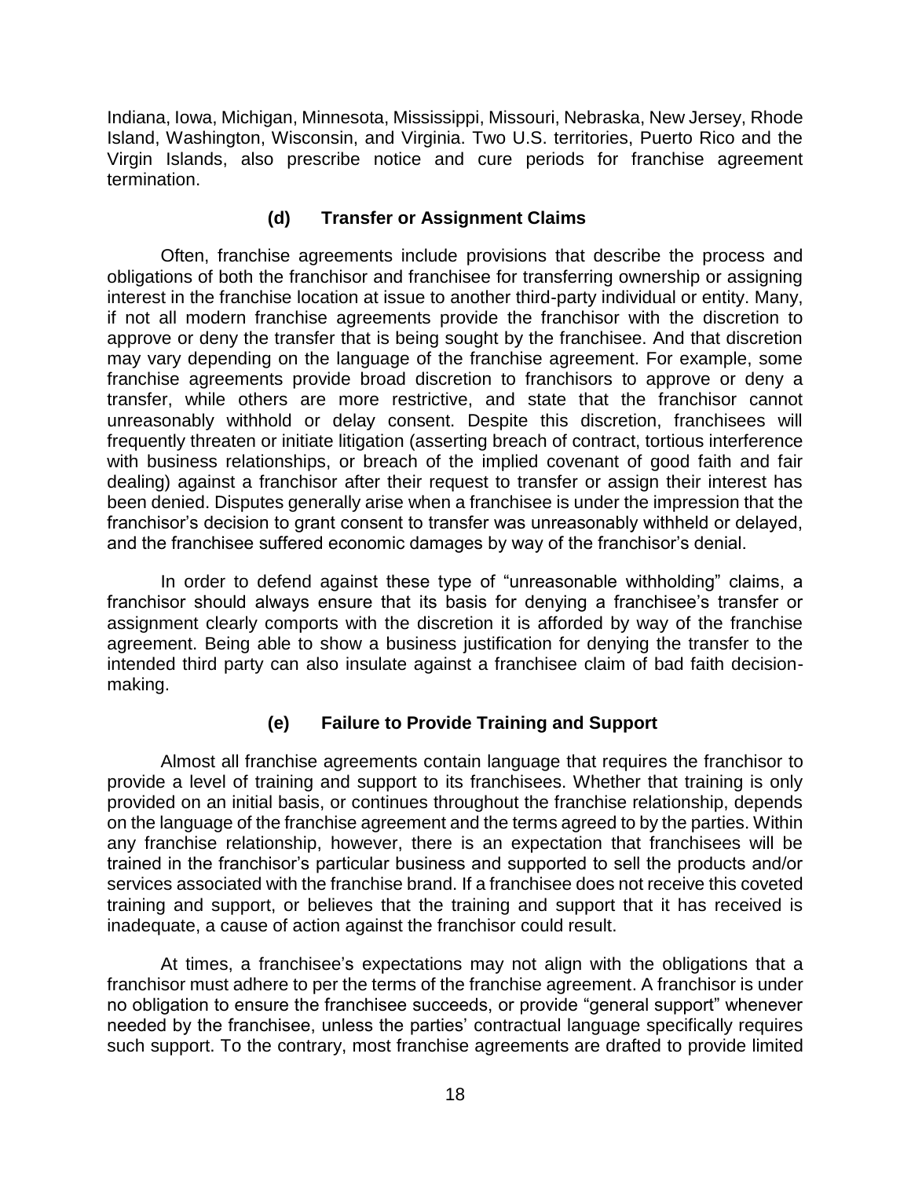Indiana, Iowa, Michigan, Minnesota, Mississippi, Missouri, Nebraska, New Jersey, Rhode Island, Washington, Wisconsin, and Virginia. Two U.S. territories, Puerto Rico and the Virgin Islands, also prescribe notice and cure periods for franchise agreement termination.

### (d) Transfer or Assignment Claims

Often, franchise agreements include provisions that describe the process and obligations of both the franchisor and franchisee for transferring ownership or assigning interest in the franchise location at issue to another third-party individual or entity. Many, if not all modern franchise agreements provide the franchisor with the discretion to approve or deny the transfer that is being sought by the franchisee. And that discretion may vary depending on the language of the franchise agreement. For example, some franchise agreements provide broad discretion to franchisors to approve or deny a transfer, while others are more restrictive, and state that the franchisor cannot unreasonably withhold or delay consent. Despite this discretion, franchisees will frequently threaten or initiate litigation (asserting breach of contract, tortious interference with business relationships, or breach of the implied covenant of good faith and fair dealing) against a franchisor after their request to transfer or assign their interest has been denied. Disputes generally arise when a franchisee is under the impression that the franchisor's decision to grant consent to transfer was unreasonably withheld or delayed, and the franchisee suffered economic damages by way of the franchisor's denial.

In order to defend against these type of "unreasonable withholding" claims, a franchisor should always ensure that its basis for denying a franchisee's transfer or assignment clearly comports with the discretion it is afforded by way of the franchise agreement. Being able to show a business justification for denying the transfer to the intended third party can also insulate against a franchisee claim of bad faith decision-making.

### (e) Failure to Provide Training and Support

Almost all franchise agreements contain language that requires the franchisor to provide a level of training and support to its franchisees. Whether that training is only provided on an initial basis, or continues throughout the franchise relationship, depends on the language of the franchise agreement and the terms agreed to by the parties. Within any franchise relationship, however, there is an expectation that franchisees will be trained in the franchisor's particular business and supported to sell the products and/or services associated with the franchise brand. If a franchisee does not receive this coveted training and support, or believes that the training and support that it has received is inadequate, a cause of action against the franchisor could result.

At times, a franchisee's expectations may not align with the obligations that a franchisor must adhere to per the terms of the franchise agreement. A franchisor is under no obligation to ensure the franchisee succeeds, or provide "general support" whenever needed by the franchisee, unless the parties' contractual language specifically requires such support. To the contrary, most franchise agreements are drafted to provide limited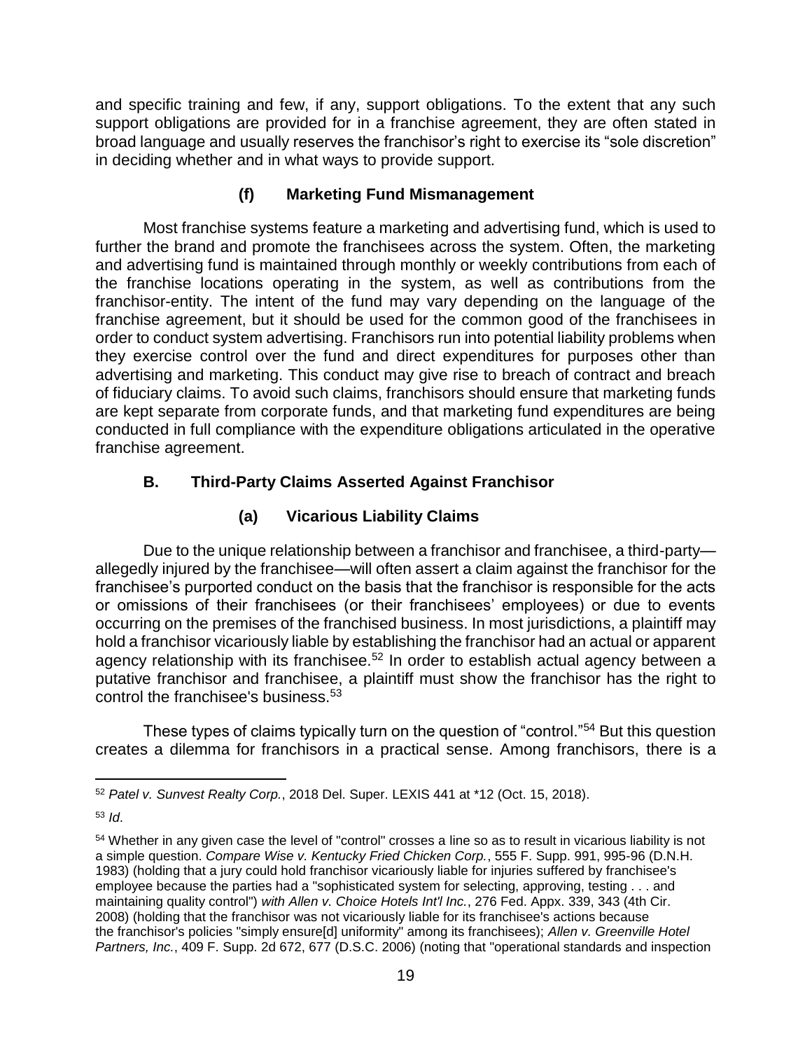and specific training and few, if any, support obligations. To the extent that any such support obligations are provided for in a franchise agreement, they are often stated in broad language and usually reserves the franchisor's right to exercise its "sole discretion" in deciding whether and in what ways to provide support.

#### (f) Marketing Fund Mismanagement

Most franchise systems feature a marketing and advertising fund, which is used to further the brand and promote the franchisees across the system. Often, the marketing and advertising fund is maintained through monthly or weekly contributions from each of the franchise locations operating in the system, as well as contributions from the franchisor-entity. The intent of the fund may vary depending on the language of the franchise agreement, but it should be used for the common good of the franchisees in order to conduct system advertising. Franchisors run into potential liability problems when they exercise control over the fund and direct expenditures for purposes other than advertising and marketing. This conduct may give rise to breach of contract and breach of fiduciary claims. To avoid such claims, franchisors should ensure that marketing funds are kept separate from corporate funds, and that marketing fund expenditures are being conducted in full compliance with the expenditure obligations articulated in the operative franchise agreement.

### B. Third-Party Claims Asserted Against Franchisor

#### (a) Vicarious Liability Claims

Due to the unique relationship between a franchisor and franchisee, a third-party—allegedly injured by the franchisee—will often assert a claim against the franchisor for the franchisee's purported conduct on the basis that the franchisor is responsible for the acts or omissions of their franchisees (or their franchisees' employees) or due to events occurring on the premises of the franchised business. In most jurisdictions, a plaintiff may hold a franchisor vicariously liable by establishing the franchisor had an actual or apparent agency relationship with its franchisee.[52] In order to establish actual agency between a putative franchisor and franchisee, a plaintiff must show the franchisor has the right to control the franchisee's business.[53]

These types of claims typically turn on the question of "control."[54] But this question creates a dilemma for franchisors in a practical sense. Among franchisors, there is a

---

[52] *Patel v. Sunvest Realty Corp.*, 2018 Del. Super. LEXIS 441 at *12 (Oct. 15, 2018).

[53] *Id*.

[54] Whether in any given case the level of "control" crosses a line so as to result in vicarious liability is not a simple question. *Compare Wise v. Kentucky Fried Chicken Corp.*, 555 F. Supp. 991, 995-96 (D.N.H. 1983) (holding that a jury could hold franchisor vicariously liable for injuries suffered by franchisee's employee because the parties had a "sophisticated system for selecting, approving, testing . . . and maintaining quality control") *with Allen v. Choice Hotels Int'l Inc.*, 276 Fed. Appx. 339, 343 (4th Cir. 2008) (holding that the franchisor was not vicariously liable for its franchisee's actions because the franchisor's policies "simply ensure[d] uniformity" among its franchisees); *Allen v. Greenville Hotel Partners, Inc.*, 409 F. Supp. 2d 672, 677 (D.S.C. 2006) (noting that "operational standards and inspection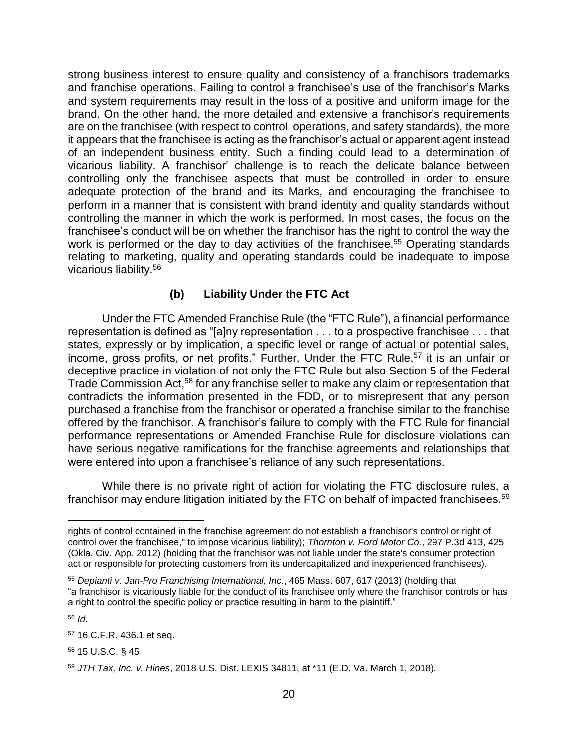strong business interest to ensure quality and consistency of a franchisors trademarks and franchise operations. Failing to control a franchisee's use of the franchisor's Marks and system requirements may result in the loss of a positive and uniform image for the brand. On the other hand, the more detailed and extensive a franchisor's requirements are on the franchisee (with respect to control, operations, and safety standards), the more it appears that the franchisee is acting as the franchisor's actual or apparent agent instead of an independent business entity. Such a finding could lead to a determination of vicarious liability. A franchisor' challenge is to reach the delicate balance between controlling only the franchisee aspects that must be controlled in order to ensure adequate protection of the brand and its Marks, and encouraging the franchisee to perform in a manner that is consistent with brand identity and quality standards without controlling the manner in which the work is performed. In most cases, the focus on the franchisee's conduct will be on whether the franchisor has the right to control the way the work is performed or the day to day activities of the franchisee.[55] Operating standards relating to marketing, quality and operating standards could be inadequate to impose vicarious liability.[56]

### (b) Liability Under the FTC Act

Under the FTC Amended Franchise Rule (the "FTC Rule"), a financial performance representation is defined as "[a]ny representation . . . to a prospective franchisee . . . that states, expressly or by implication, a specific level or range of actual or potential sales, income, gross profits, or net profits." Further, Under the FTC Rule,[57] it is an unfair or deceptive practice in violation of not only the FTC Rule but also Section 5 of the Federal Trade Commission Act,[58] for any franchise seller to make any claim or representation that contradicts the information presented in the FDD, or to misrepresent that any person purchased a franchise from the franchisor or operated a franchise similar to the franchise offered by the franchisor. A franchisor's failure to comply with the FTC Rule for financial performance representations or Amended Franchise Rule for disclosure violations can have serious negative ramifications for the franchise agreements and relationships that were entered into upon a franchisee's reliance of any such representations.

While there is no private right of action for violating the FTC disclosure rules, a franchisor may endure litigation initiated by the FTC on behalf of impacted franchisees.[59]

---

rights of control contained in the franchise agreement do not establish a franchisor's control or right of control over the franchisee," to impose vicarious liability); *Thornton v. Ford Motor Co.*, 297 P.3d 413, 425 (Okla. Civ. App. 2012) (holding that the franchisor was not liable under the state's consumer protection act or responsible for protecting customers from its undercapitalized and inexperienced franchisees).

[55] *Depianti v. Jan-Pro Franchising International, Inc.*, 465 Mass. 607, 617 (2013) (holding that "a franchisor is vicariously liable for the conduct of its franchisee only where the franchisor controls or has a right to control the specific policy or practice resulting in harm to the plaintiff."

[56] *Id*.

[57] 16 C.F.R. 436.1 et seq.

[58] 15 U.S.C. § 45

[59] *JTH Tax, Inc. v. Hines*, 2018 U.S. Dist. LEXIS 34811, at *11 (E.D. Va. March 1, 2018).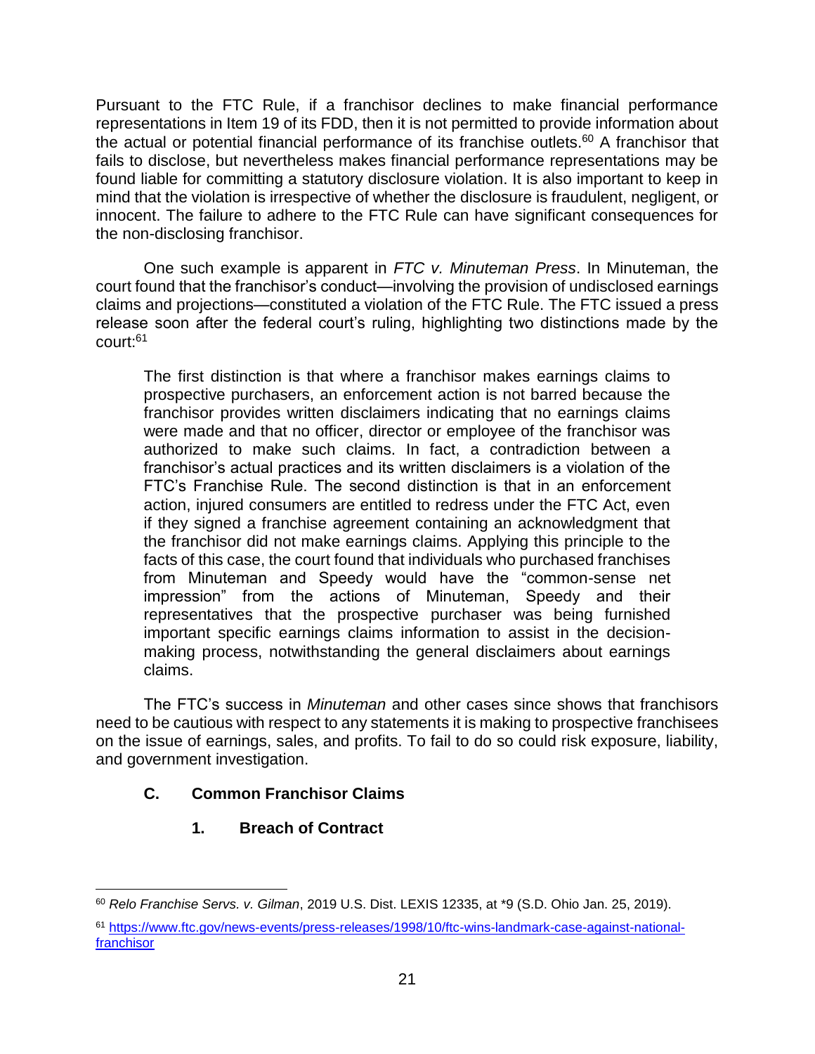Pursuant to the FTC Rule, if a franchisor declines to make financial performance representations in Item 19 of its FDD, then it is not permitted to provide information about the actual or potential financial performance of its franchise outlets.[60] A franchisor that fails to disclose, but nevertheless makes financial performance representations may be found liable for committing a statutory disclosure violation. It is also important to keep in mind that the violation is irrespective of whether the disclosure is fraudulent, negligent, or innocent. The failure to adhere to the FTC Rule can have significant consequences for the non-disclosing franchisor.

One such example is apparent in *FTC v. Minuteman Press*. In Minuteman, the court found that the franchisor's conduct—involving the provision of undisclosed earnings claims and projections—constituted a violation of the FTC Rule. The FTC issued a press release soon after the federal court's ruling, highlighting two distinctions made by the court:[61]

> The first distinction is that where a franchisor makes earnings claims to prospective purchasers, an enforcement action is not barred because the franchisor provides written disclaimers indicating that no earnings claims were made and that no officer, director or employee of the franchisor was authorized to make such claims. In fact, a contradiction between a franchisor's actual practices and its written disclaimers is a violation of the FTC's Franchise Rule. The second distinction is that in an enforcement action, injured consumers are entitled to redress under the FTC Act, even if they signed a franchise agreement containing an acknowledgment that the franchisor did not make earnings claims. Applying this principle to the facts of this case, the court found that individuals who purchased franchises from Minuteman and Speedy would have the "common-sense net impression" from the actions of Minuteman, Speedy and their representatives that the prospective purchaser was being furnished important specific earnings claims information to assist in the decision-making process, notwithstanding the general disclaimers about earnings claims.

The FTC's success in *Minuteman* and other cases since shows that franchisors need to be cautious with respect to any statements it is making to prospective franchisees on the issue of earnings, sales, and profits. To fail to do so could risk exposure, liability, and government investigation.

### C. Common Franchisor Claims

#### 1. Breach of Contract

---

[60] *Relo Franchise Servs. v. Gilman*, 2019 U.S. Dist. LEXIS 12335, at *9 (S.D. Ohio Jan. 25, 2019).

[61] https://www.ftc.gov/news-events/press-releases/1998/10/ftc-wins-landmark-case-against-national-franchisor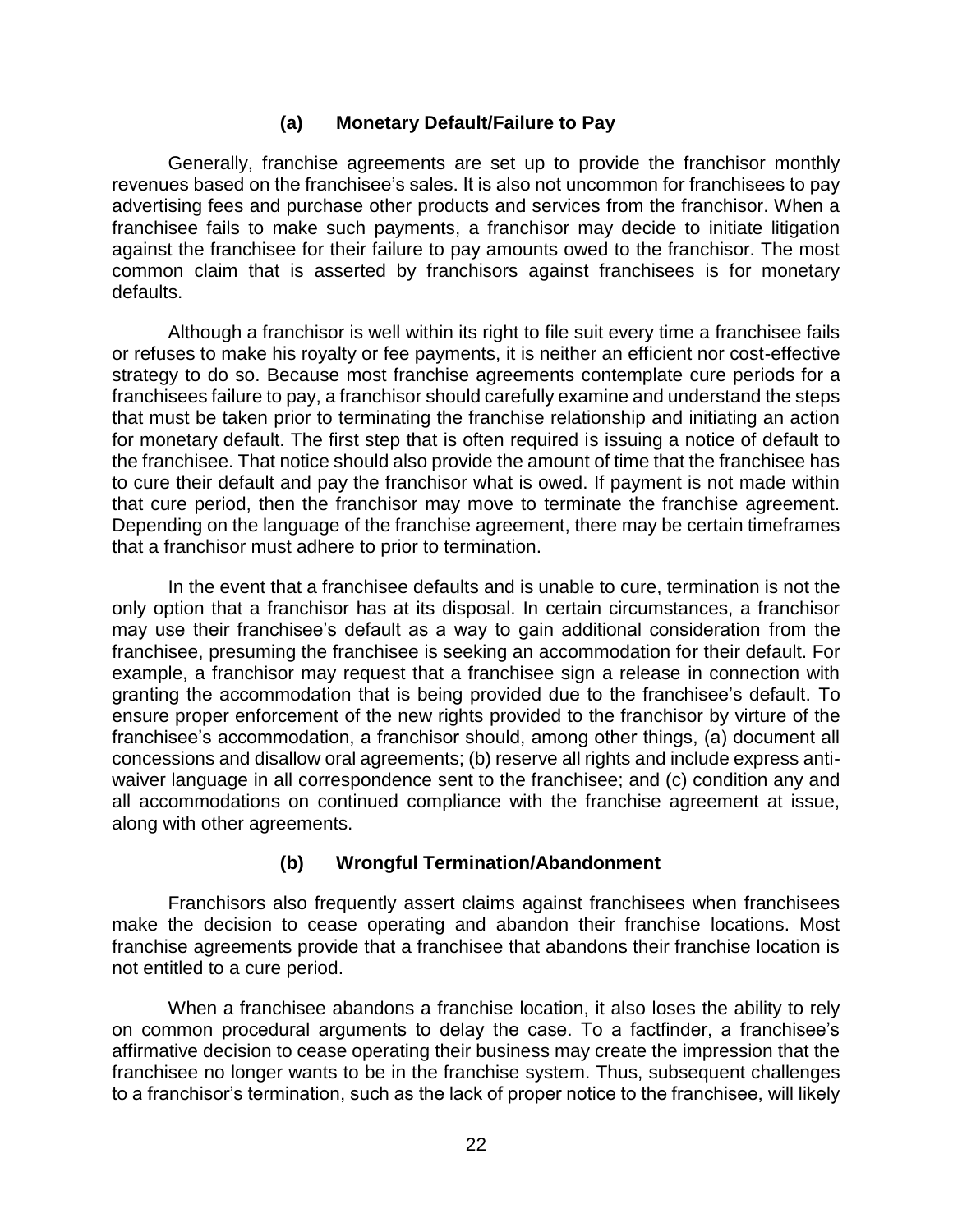#### (a) Monetary Default/Failure to Pay

Generally, franchise agreements are set up to provide the franchisor monthly revenues based on the franchisee's sales. It is also not uncommon for franchisees to pay advertising fees and purchase other products and services from the franchisor. When a franchisee fails to make such payments, a franchisor may decide to initiate litigation against the franchisee for their failure to pay amounts owed to the franchisor. The most common claim that is asserted by franchisors against franchisees is for monetary defaults.

Although a franchisor is well within its right to file suit every time a franchisee fails or refuses to make his royalty or fee payments, it is neither an efficient nor cost-effective strategy to do so. Because most franchise agreements contemplate cure periods for a franchisees failure to pay, a franchisor should carefully examine and understand the steps that must be taken prior to terminating the franchise relationship and initiating an action for monetary default. The first step that is often required is issuing a notice of default to the franchisee. That notice should also provide the amount of time that the franchisee has to cure their default and pay the franchisor what is owed. If payment is not made within that cure period, then the franchisor may move to terminate the franchise agreement. Depending on the language of the franchise agreement, there may be certain timeframes that a franchisor must adhere to prior to termination.

In the event that a franchisee defaults and is unable to cure, termination is not the only option that a franchisor has at its disposal. In certain circumstances, a franchisor may use their franchisee's default as a way to gain additional consideration from the franchisee, presuming the franchisee is seeking an accommodation for their default. For example, a franchisor may request that a franchisee sign a release in connection with granting the accommodation that is being provided due to the franchisee's default. To ensure proper enforcement of the new rights provided to the franchisor by virture of the franchisee's accommodation, a franchisor should, among other things, (a) document all concessions and disallow oral agreements; (b) reserve all rights and include express anti-waiver language in all correspondence sent to the franchisee; and (c) condition any and all accommodations on continued compliance with the franchise agreement at issue, along with other agreements.

#### (b) Wrongful Termination/Abandonment

Franchisors also frequently assert claims against franchisees when franchisees make the decision to cease operating and abandon their franchise locations. Most franchise agreements provide that a franchisee that abandons their franchise location is not entitled to a cure period.

When a franchisee abandons a franchise location, it also loses the ability to rely on common procedural arguments to delay the case. To a factfinder, a franchisee's affirmative decision to cease operating their business may create the impression that the franchisee no longer wants to be in the franchise system. Thus, subsequent challenges to a franchisor's termination, such as the lack of proper notice to the franchisee, will likely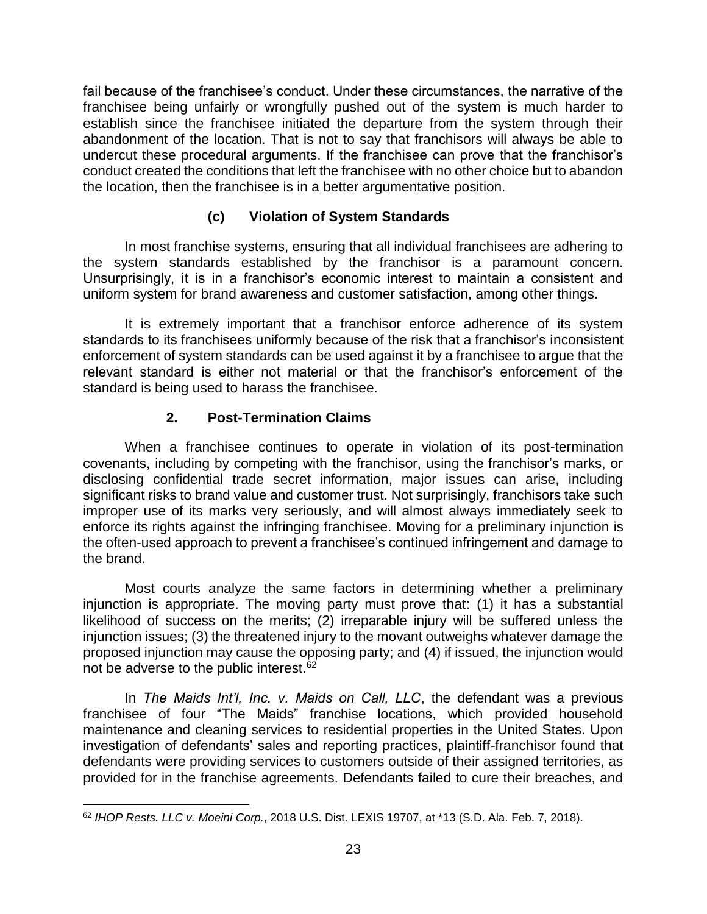fail because of the franchisee's conduct. Under these circumstances, the narrative of the franchisee being unfairly or wrongfully pushed out of the system is much harder to establish since the franchisee initiated the departure from the system through their abandonment of the location. That is not to say that franchisors will always be able to undercut these procedural arguments. If the franchisee can prove that the franchisor's conduct created the conditions that left the franchisee with no other choice but to abandon the location, then the franchisee is in a better argumentative position.

#### (c) Violation of System Standards

In most franchise systems, ensuring that all individual franchisees are adhering to the system standards established by the franchisor is a paramount concern. Unsurprisingly, it is in a franchisor's economic interest to maintain a consistent and uniform system for brand awareness and customer satisfaction, among other things.

It is extremely important that a franchisor enforce adherence of its system standards to its franchisees uniformly because of the risk that a franchisor's inconsistent enforcement of system standards can be used against it by a franchisee to argue that the relevant standard is either not material or that the franchisor's enforcement of the standard is being used to harass the franchisee.

### 2. Post-Termination Claims

When a franchisee continues to operate in violation of its post-termination covenants, including by competing with the franchisor, using the franchisor's marks, or disclosing confidential trade secret information, major issues can arise, including significant risks to brand value and customer trust. Not surprisingly, franchisors take such improper use of its marks very seriously, and will almost always immediately seek to enforce its rights against the infringing franchisee. Moving for a preliminary injunction is the often-used approach to prevent a franchisee's continued infringement and damage to the brand.

Most courts analyze the same factors in determining whether a preliminary injunction is appropriate. The moving party must prove that: (1) it has a substantial likelihood of success on the merits; (2) irreparable injury will be suffered unless the injunction issues; (3) the threatened injury to the movant outweighs whatever damage the proposed injunction may cause the opposing party; and (4) if issued, the injunction would not be adverse to the public interest.[62]

In *The Maids Int'l, Inc. v. Maids on Call, LLC*, the defendant was a previous franchisee of four "The Maids" franchise locations, which provided household maintenance and cleaning services to residential properties in the United States. Upon investigation of defendants' sales and reporting practices, plaintiff-franchisor found that defendants were providing services to customers outside of their assigned territories, as provided for in the franchise agreements. Defendants failed to cure their breaches, and

---

[62] *IHOP Rests. LLC v. Moeini Corp.*, 2018 U.S. Dist. LEXIS 19707, at *13 (S.D. Ala. Feb. 7, 2018).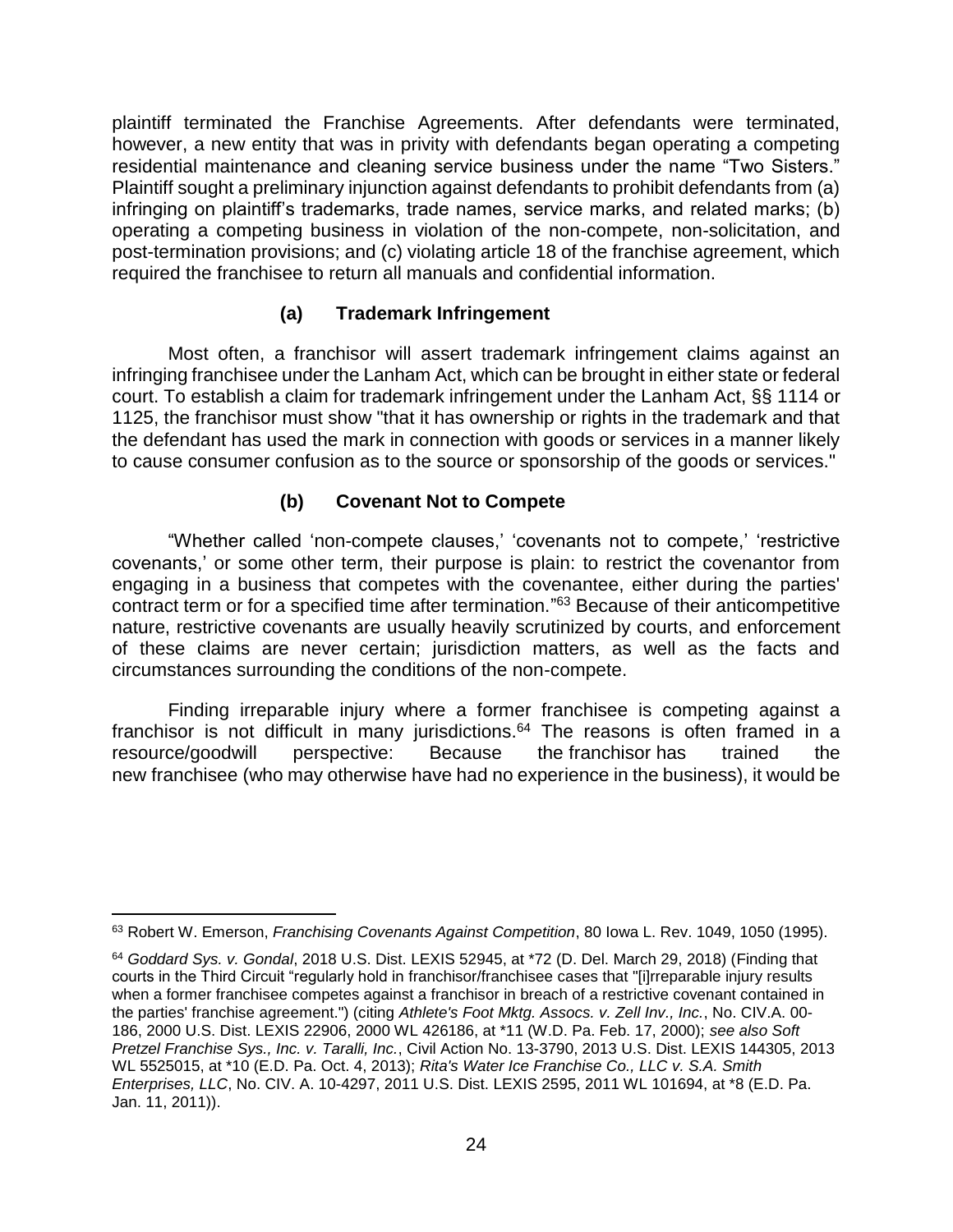plaintiff terminated the Franchise Agreements. After defendants were terminated, however, a new entity that was in privity with defendants began operating a competing residential maintenance and cleaning service business under the name "Two Sisters." Plaintiff sought a preliminary injunction against defendants to prohibit defendants from (a) infringing on plaintiff's trademarks, trade names, service marks, and related marks; (b) operating a competing business in violation of the non-compete, non-solicitation, and post-termination provisions; and (c) violating article 18 of the franchise agreement, which required the franchisee to return all manuals and confidential information.

### (a) Trademark Infringement

Most often, a franchisor will assert trademark infringement claims against an infringing franchisee under the Lanham Act, which can be brought in either state or federal court. To establish a claim for trademark infringement under the Lanham Act, §§ 1114 or 1125, the franchisor must show "that it has ownership or rights in the trademark and that the defendant has used the mark in connection with goods or services in a manner likely to cause consumer confusion as to the source or sponsorship of the goods or services."

### (b) Covenant Not to Compete

"Whether called 'non-compete clauses,' 'covenants not to compete,' 'restrictive covenants,' or some other term, their purpose is plain: to restrict the covenantor from engaging in a business that competes with the covenantee, either during the parties' contract term or for a specified time after termination."[63] Because of their anticompetitive nature, restrictive covenants are usually heavily scrutinized by courts, and enforcement of these claims are never certain; jurisdiction matters, as well as the facts and circumstances surrounding the conditions of the non-compete.

Finding irreparable injury where a former franchisee is competing against a franchisor is not difficult in many jurisdictions.[64] The reasons is often framed in a resource/goodwill perspective: Because the franchisor has trained the new franchisee (who may otherwise have had no experience in the business), it would be

---

[63] Robert W. Emerson, *Franchising Covenants Against Competition*, 80 Iowa L. Rev. 1049, 1050 (1995).

[64] *Goddard Sys. v. Gondal*, 2018 U.S. Dist. LEXIS 52945, at *72 (D. Del. March 29, 2018) (Finding that courts in the Third Circuit "regularly hold in franchisor/franchisee cases that "[i]rreparable injury results when a former franchisee competes against a franchisor in breach of a restrictive covenant contained in the parties' franchise agreement.") (citing *Athlete's Foot Mktg. Assocs. v. Zell Inv., Inc.*, No. CIV.A. 00-186, 2000 U.S. Dist. LEXIS 22906, 2000 WL 426186, at *11 (W.D. Pa. Feb. 17, 2000); *see also Soft Pretzel Franchise Sys., Inc. v. Taralli, Inc.*, Civil Action No. 13-3790, 2013 U.S. Dist. LEXIS 144305, 2013 WL 5525015, at *10 (E.D. Pa. Oct. 4, 2013); *Rita's Water Ice Franchise Co., LLC v. S.A. Smith Enterprises, LLC*, No. CIV. A. 10-4297, 2011 U.S. Dist. LEXIS 2595, 2011 WL 101694, at *8 (E.D. Pa. Jan. 11, 2011)).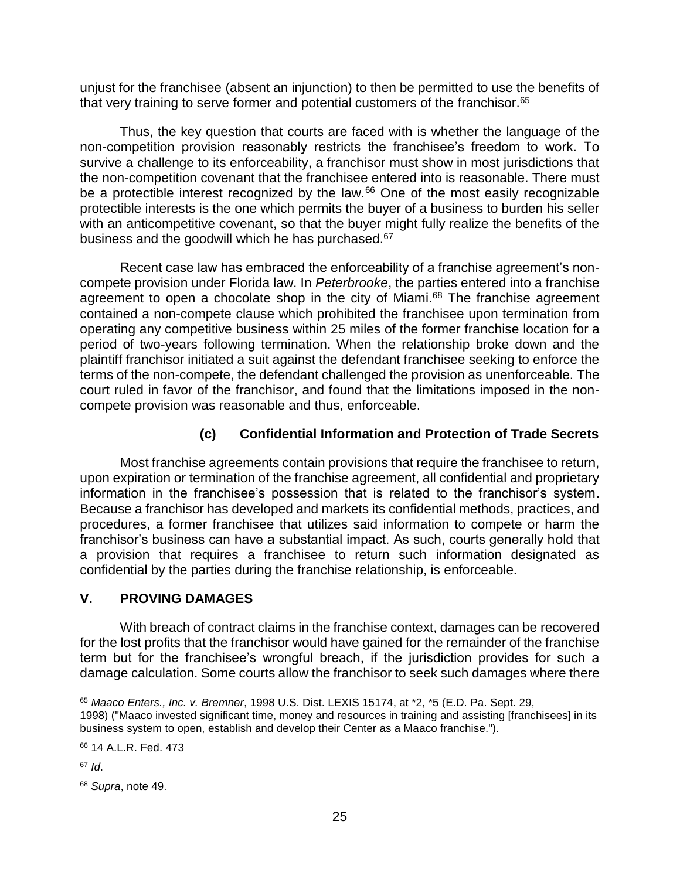unjust for the franchisee (absent an injunction) to then be permitted to use the benefits of that very training to serve former and potential customers of the franchisor.[65]

Thus, the key question that courts are faced with is whether the language of the non-competition provision reasonably restricts the franchisee's freedom to work. To survive a challenge to its enforceability, a franchisor must show in most jurisdictions that the non-competition covenant that the franchisee entered into is reasonable. There must be a protectible interest recognized by the law.[66] One of the most easily recognizable protectible interests is the one which permits the buyer of a business to burden his seller with an anticompetitive covenant, so that the buyer might fully realize the benefits of the business and the goodwill which he has purchased.[67]

Recent case law has embraced the enforceability of a franchise agreement's non-compete provision under Florida law. In *Peterbrooke*, the parties entered into a franchise agreement to open a chocolate shop in the city of Miami.[68] The franchise agreement contained a non-compete clause which prohibited the franchisee upon termination from operating any competitive business within 25 miles of the former franchise location for a period of two-years following termination. When the relationship broke down and the plaintiff franchisor initiated a suit against the defendant franchisee seeking to enforce the terms of the non-compete, the defendant challenged the provision as unenforceable. The court ruled in favor of the franchisor, and found that the limitations imposed in the non-compete provision was reasonable and thus, enforceable.

### (c) Confidential Information and Protection of Trade Secrets

Most franchise agreements contain provisions that require the franchisee to return, upon expiration or termination of the franchise agreement, all confidential and proprietary information in the franchisee's possession that is related to the franchisor's system. Because a franchisor has developed and markets its confidential methods, practices, and procedures, a former franchisee that utilizes said information to compete or harm the franchisor's business can have a substantial impact. As such, courts generally hold that a provision that requires a franchisee to return such information designated as confidential by the parties during the franchise relationship, is enforceable.

## V. PROVING DAMAGES

With breach of contract claims in the franchise context, damages can be recovered for the lost profits that the franchisor would have gained for the remainder of the franchise term but for the franchisee's wrongful breach, if the jurisdiction provides for such a damage calculation. Some courts allow the franchisor to seek such damages where there

---

[65] *Maaco Enters., Inc. v. Bremner*, 1998 U.S. Dist. LEXIS 15174, at *2, *5 (E.D. Pa. Sept. 29, 1998) ("Maaco invested significant time, money and resources in training and assisting [franchisees] in its business system to open, establish and develop their Center as a Maaco franchise.").

[66] 14 A.L.R. Fed. 473

[67] *Id*.

[68] *Supra*, note 49.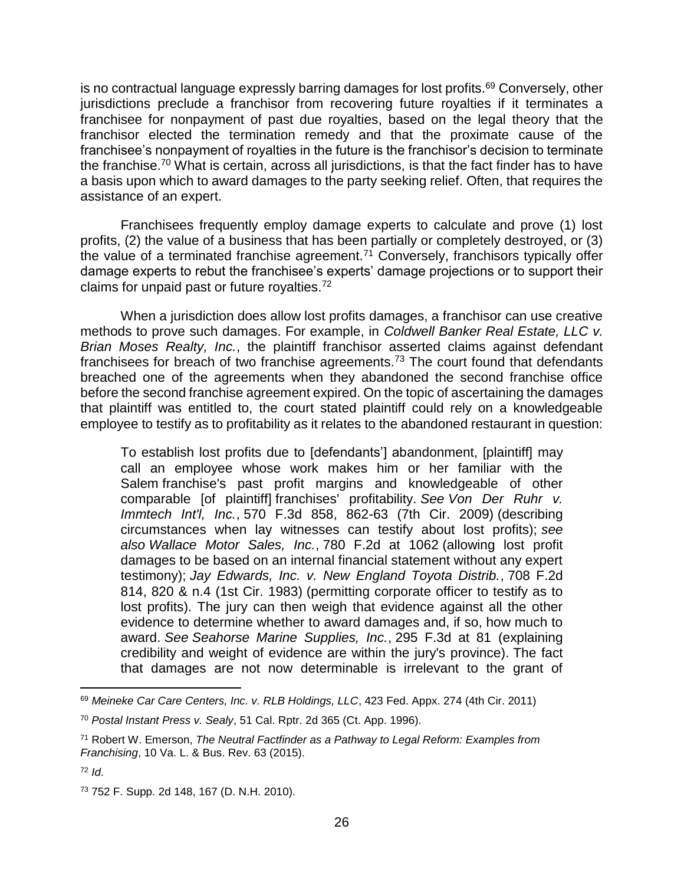is no contractual language expressly barring damages for lost profits.[69] Conversely, other jurisdictions preclude a franchisor from recovering future royalties if it terminates a franchisee for nonpayment of past due royalties, based on the legal theory that the franchisor elected the termination remedy and that the proximate cause of the franchisee's nonpayment of royalties in the future is the franchisor's decision to terminate the franchise.[70] What is certain, across all jurisdictions, is that the fact finder has to have a basis upon which to award damages to the party seeking relief. Often, that requires the assistance of an expert.

Franchisees frequently employ damage experts to calculate and prove (1) lost profits, (2) the value of a business that has been partially or completely destroyed, or (3) the value of a terminated franchise agreement.[71] Conversely, franchisors typically offer damage experts to rebut the franchisee's experts' damage projections or to support their claims for unpaid past or future royalties.[72]

When a jurisdiction does allow lost profits damages, a franchisor can use creative methods to prove such damages. For example, in *Coldwell Banker Real Estate, LLC v. Brian Moses Realty, Inc.*, the plaintiff franchisor asserted claims against defendant franchisees for breach of two franchise agreements.[73] The court found that defendants breached one of the agreements when they abandoned the second franchise office before the second franchise agreement expired. On the topic of ascertaining the damages that plaintiff was entitled to, the court stated plaintiff could rely on a knowledgeable employee to testify as to profitability as it relates to the abandoned restaurant in question:

> To establish lost profits due to [defendants'] abandonment, [plaintiff] may call an employee whose work makes him or her familiar with the Salem franchise's past profit margins and knowledgeable of other comparable [of plaintiff] franchises' profitability. *See Von Der Ruhr v. Immtech Int'l, Inc.*, 570 F.3d 858, 862-63 (7th Cir. 2009) (describing circumstances when lay witnesses can testify about lost profits); *see also Wallace Motor Sales, Inc.*, 780 F.2d at 1062 (allowing lost profit damages to be based on an internal financial statement without any expert testimony); *Jay Edwards, Inc. v. New England Toyota Distrib.*, 708 F.2d 814, 820 & n.4 (1st Cir. 1983) (permitting corporate officer to testify as to lost profits). The jury can then weigh that evidence against all the other evidence to determine whether to award damages and, if so, how much to award. *See Seahorse Marine Supplies, Inc.*, 295 F.3d at 81 (explaining credibility and weight of evidence are within the jury's province). The fact that damages are not now determinable is irrelevant to the grant of

---

[69] *Meineke Car Care Centers, Inc. v. RLB Holdings, LLC*, 423 Fed. Appx. 274 (4th Cir. 2011)

[70] *Postal Instant Press v. Sealy*, 51 Cal. Rptr. 2d 365 (Ct. App. 1996).

[71] Robert W. Emerson, *The Neutral Factfinder as a Pathway to Legal Reform: Examples from Franchising*, 10 Va. L. & Bus. Rev. 63 (2015).

[72] *Id*.

[73] 752 F. Supp. 2d 148, 167 (D. N.H. 2010).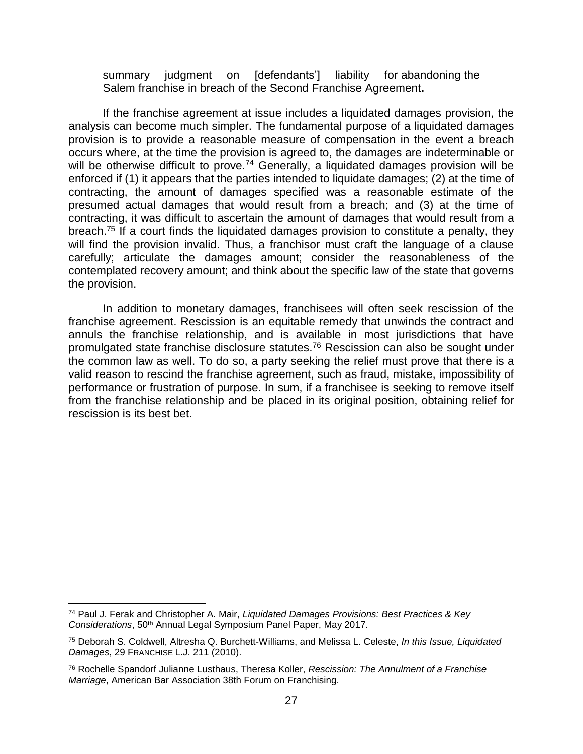summary judgment on [defendants'] liability for abandoning the Salem franchise in breach of the Second Franchise Agreement**.**

If the franchise agreement at issue includes a liquidated damages provision, the analysis can become much simpler. The fundamental purpose of a liquidated damages provision is to provide a reasonable measure of compensation in the event a breach occurs where, at the time the provision is agreed to, the damages are indeterminable or will be otherwise difficult to prove.[74] Generally, a liquidated damages provision will be enforced if (1) it appears that the parties intended to liquidate damages; (2) at the time of contracting, the amount of damages specified was a reasonable estimate of the presumed actual damages that would result from a breach; and (3) at the time of contracting, it was difficult to ascertain the amount of damages that would result from a breach.[75] If a court finds the liquidated damages provision to constitute a penalty, they will find the provision invalid. Thus, a franchisor must craft the language of a clause carefully; articulate the damages amount; consider the reasonableness of the contemplated recovery amount; and think about the specific law of the state that governs the provision.

In addition to monetary damages, franchisees will often seek rescission of the franchise agreement. Rescission is an equitable remedy that unwinds the contract and annuls the franchise relationship, and is available in most jurisdictions that have promulgated state franchise disclosure statutes.[76] Rescission can also be sought under the common law as well. To do so, a party seeking the relief must prove that there is a valid reason to rescind the franchise agreement, such as fraud, mistake, impossibility of performance or frustration of purpose. In sum, if a franchisee is seeking to remove itself from the franchise relationship and be placed in its original position, obtaining relief for rescission is its best bet.

---

[74] Paul J. Ferak and Christopher A. Mair, *Liquidated Damages Provisions: Best Practices & Key Considerations*, 50th Annual Legal Symposium Panel Paper, May 2017.

[75] Deborah S. Coldwell, Altresha Q. Burchett-Williams, and Melissa L. Celeste, *In this Issue, Liquidated Damages*, 29 FRANCHISE L.J. 211 (2010).

[76] Rochelle Spandorf Julianne Lusthaus, Theresa Koller, *Rescission: The Annulment of a Franchise Marriage*, American Bar Association 38th Forum on Franchising.